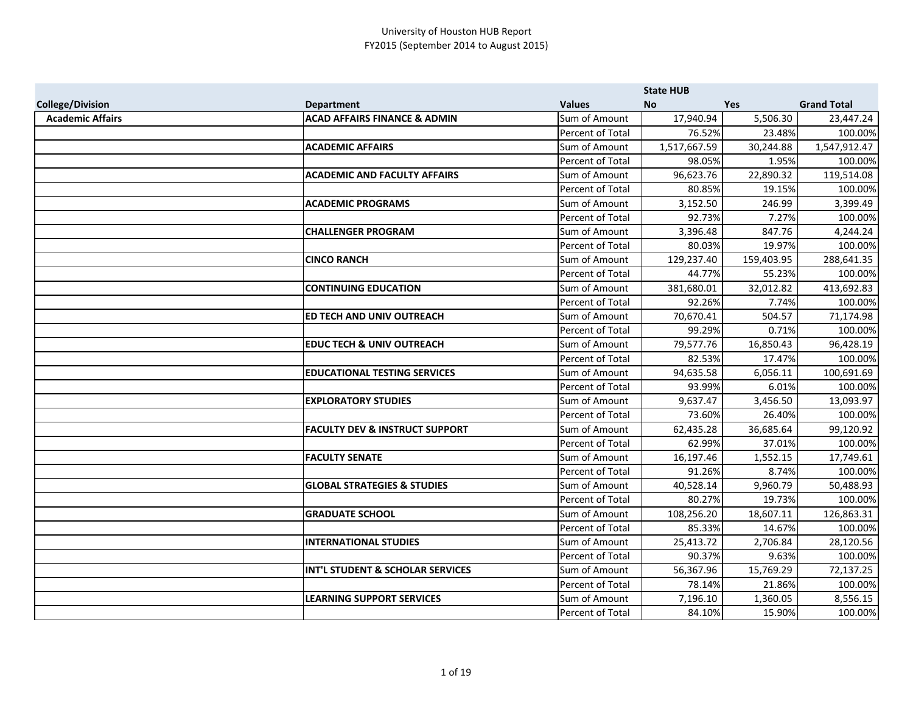# University of Houston HUB Report
## FY2015 (September 2014 to August 2015)

| | | | State HUB | | |
|---|---|---|---|---|---|
| **College/Division** | **Department** | **Values** | **No** | **Yes** | **Grand Total** |
| **Academic Affairs** | **ACAD AFFAIRS FINANCE & ADMIN** | Sum of Amount | 17,940.94 | 5,506.30 | 23,447.24 |
| | | Percent of Total | 76.52% | 23.48% | 100.00% |
| | **ACADEMIC AFFAIRS** | Sum of Amount | 1,517,667.59 | 30,244.88 | 1,547,912.47 |
| | | Percent of Total | 98.05% | 1.95% | 100.00% |
| | **ACADEMIC AND FACULTY AFFAIRS** | Sum of Amount | 96,623.76 | 22,890.32 | 119,514.08 |
| | | Percent of Total | 80.85% | 19.15% | 100.00% |
| | **ACADEMIC PROGRAMS** | Sum of Amount | 3,152.50 | 246.99 | 3,399.49 |
| | | Percent of Total | 92.73% | 7.27% | 100.00% |
| | **CHALLENGER PROGRAM** | Sum of Amount | 3,396.48 | 847.76 | 4,244.24 |
| | | Percent of Total | 80.03% | 19.97% | 100.00% |
| | **CINCO RANCH** | Sum of Amount | 129,237.40 | 159,403.95 | 288,641.35 |
| | | Percent of Total | 44.77% | 55.23% | 100.00% |
| | **CONTINUING EDUCATION** | Sum of Amount | 381,680.01 | 32,012.82 | 413,692.83 |
| | | Percent of Total | 92.26% | 7.74% | 100.00% |
| | **ED TECH AND UNIV OUTREACH** | Sum of Amount | 70,670.41 | 504.57 | 71,174.98 |
| | | Percent of Total | 99.29% | 0.71% | 100.00% |
| | **EDUC TECH & UNIV OUTREACH** | Sum of Amount | 79,577.76 | 16,850.43 | 96,428.19 |
| | | Percent of Total | 82.53% | 17.47% | 100.00% |
| | **EDUCATIONAL TESTING SERVICES** | Sum of Amount | 94,635.58 | 6,056.11 | 100,691.69 |
| | | Percent of Total | 93.99% | 6.01% | 100.00% |
| | **EXPLORATORY STUDIES** | Sum of Amount | 9,637.47 | 3,456.50 | 13,093.97 |
| | | Percent of Total | 73.60% | 26.40% | 100.00% |
| | **FACULTY DEV & INSTRUCT SUPPORT** | Sum of Amount | 62,435.28 | 36,685.64 | 99,120.92 |
| | | Percent of Total | 62.99% | 37.01% | 100.00% |
| | **FACULTY SENATE** | Sum of Amount | 16,197.46 | 1,552.15 | 17,749.61 |
| | | Percent of Total | 91.26% | 8.74% | 100.00% |
| | **GLOBAL STRATEGIES & STUDIES** | Sum of Amount | 40,528.14 | 9,960.79 | 50,488.93 |
| | | Percent of Total | 80.27% | 19.73% | 100.00% |
| | **GRADUATE SCHOOL** | Sum of Amount | 108,256.20 | 18,607.11 | 126,863.31 |
| | | Percent of Total | 85.33% | 14.67% | 100.00% |
| | **INTERNATIONAL STUDIES** | Sum of Amount | 25,413.72 | 2,706.84 | 28,120.56 |
| | | Percent of Total | 90.37% | 9.63% | 100.00% |
| | **INT'L STUDENT & SCHOLAR SERVICES** | Sum of Amount | 56,367.96 | 15,769.29 | 72,137.25 |
| | | Percent of Total | 78.14% | 21.86% | 100.00% |
| | **LEARNING SUPPORT SERVICES** | Sum of Amount | 7,196.10 | 1,360.05 | 8,556.15 |
| | | Percent of Total | 84.10% | 15.90% | 100.00% |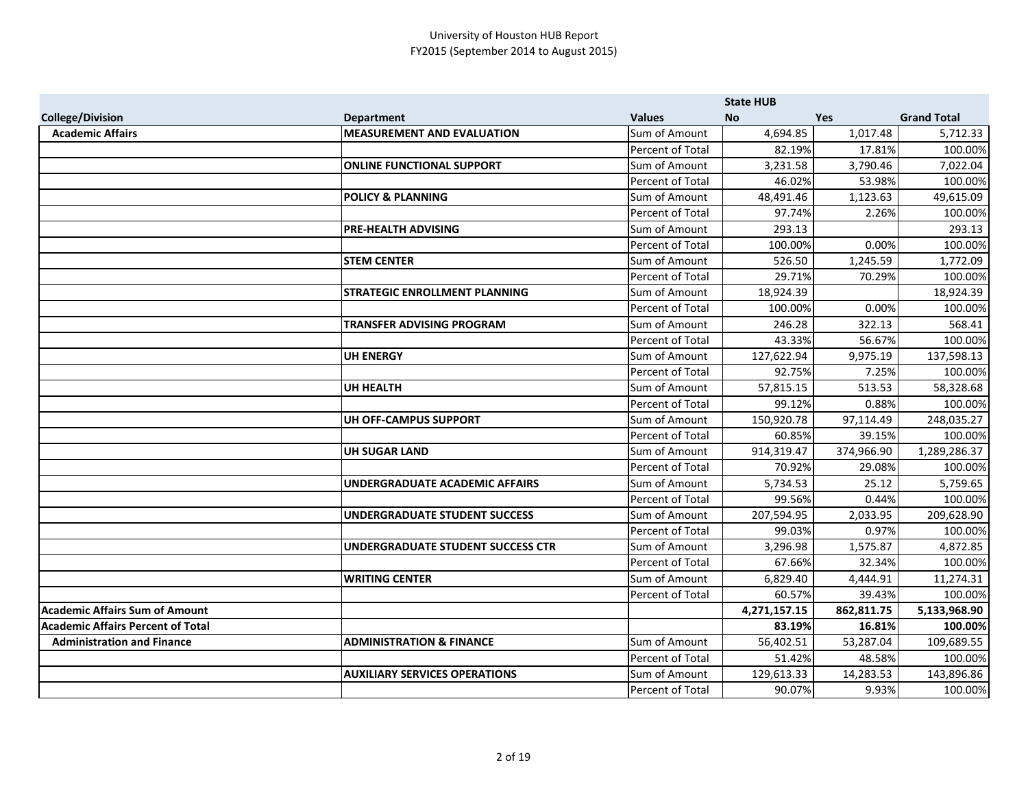University of Houston HUB Report
FY2015 (September 2014 to August 2015)

| | | | State HUB | | |
|---|---|---|---|---|---|
| **College/Division** | **Department** | **Values** | **No** | **Yes** | **Grand Total** |
| **Academic Affairs** | **MEASUREMENT AND EVALUATION** | Sum of Amount | 4,694.85 | 1,017.48 | 5,712.33 |
| | | Percent of Total | 82.19% | 17.81% | 100.00% |
| | **ONLINE FUNCTIONAL SUPPORT** | Sum of Amount | 3,231.58 | 3,790.46 | 7,022.04 |
| | | Percent of Total | 46.02% | 53.98% | 100.00% |
| | **POLICY & PLANNING** | Sum of Amount | 48,491.46 | 1,123.63 | 49,615.09 |
| | | Percent of Total | 97.74% | 2.26% | 100.00% |
| | **PRE-HEALTH ADVISING** | Sum of Amount | 293.13 | | 293.13 |
| | | Percent of Total | 100.00% | 0.00% | 100.00% |
| | **STEM CENTER** | Sum of Amount | 526.50 | 1,245.59 | 1,772.09 |
| | | Percent of Total | 29.71% | 70.29% | 100.00% |
| | **STRATEGIC ENROLLMENT PLANNING** | Sum of Amount | 18,924.39 | | 18,924.39 |
| | | Percent of Total | 100.00% | 0.00% | 100.00% |
| | **TRANSFER ADVISING PROGRAM** | Sum of Amount | 246.28 | 322.13 | 568.41 |
| | | Percent of Total | 43.33% | 56.67% | 100.00% |
| | **UH ENERGY** | Sum of Amount | 127,622.94 | 9,975.19 | 137,598.13 |
| | | Percent of Total | 92.75% | 7.25% | 100.00% |
| | **UH HEALTH** | Sum of Amount | 57,815.15 | 513.53 | 58,328.68 |
| | | Percent of Total | 99.12% | 0.88% | 100.00% |
| | **UH OFF-CAMPUS SUPPORT** | Sum of Amount | 150,920.78 | 97,114.49 | 248,035.27 |
| | | Percent of Total | 60.85% | 39.15% | 100.00% |
| | **UH SUGAR LAND** | Sum of Amount | 914,319.47 | 374,966.90 | 1,289,286.37 |
| | | Percent of Total | 70.92% | 29.08% | 100.00% |
| | **UNDERGRADUATE ACADEMIC AFFAIRS** | Sum of Amount | 5,734.53 | 25.12 | 5,759.65 |
| | | Percent of Total | 99.56% | 0.44% | 100.00% |
| | **UNDERGRADUATE STUDENT SUCCESS** | Sum of Amount | 207,594.95 | 2,033.95 | 209,628.90 |
| | | Percent of Total | 99.03% | 0.97% | 100.00% |
| | **UNDERGRADUATE STUDENT SUCCESS CTR** | Sum of Amount | 3,296.98 | 1,575.87 | 4,872.85 |
| | | Percent of Total | 67.66% | 32.34% | 100.00% |
| | **WRITING CENTER** | Sum of Amount | 6,829.40 | 4,444.91 | 11,274.31 |
| | | Percent of Total | 60.57% | 39.43% | 100.00% |
| **Academic Affairs Sum of Amount** | | | **4,271,157.15** | **862,811.75** | **5,133,968.90** |
| **Academic Affairs Percent of Total** | | | **83.19%** | **16.81%** | **100.00%** |
| **Administration and Finance** | **ADMINISTRATION & FINANCE** | Sum of Amount | 56,402.51 | 53,287.04 | 109,689.55 |
| | | Percent of Total | 51.42% | 48.58% | 100.00% |
| | **AUXILIARY SERVICES OPERATIONS** | Sum of Amount | 129,613.33 | 14,283.53 | 143,896.86 |
| | | Percent of Total | 90.07% | 9.93% | 100.00% |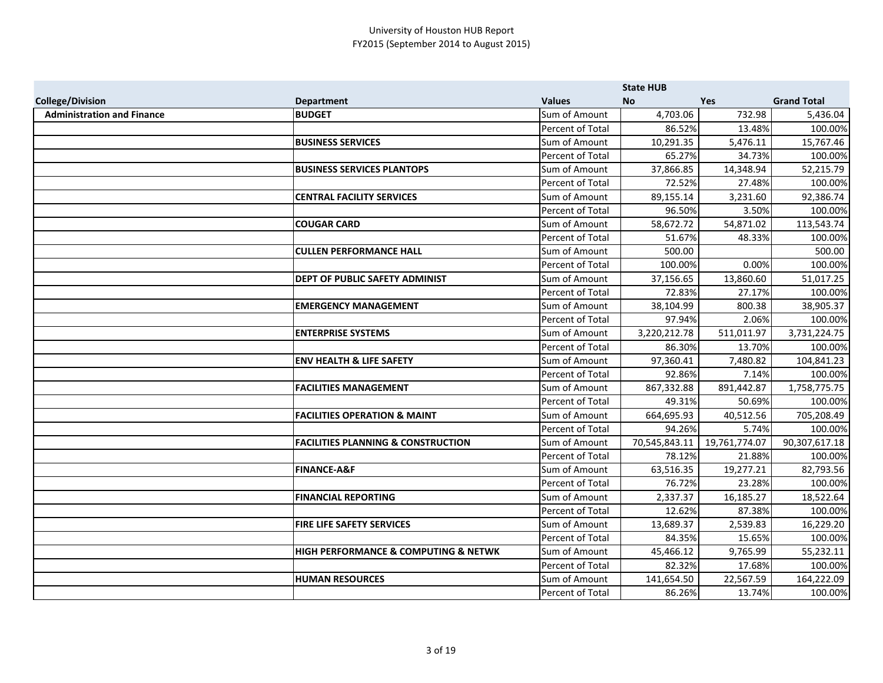University of Houston HUB Report
FY2015 (September 2014 to August 2015)

| | | | State HUB | | |
|---|---|---|---|---|---|
| **College/Division** | **Department** | **Values** | **No** | **Yes** | **Grand Total** |
| **Administration and Finance** | **BUDGET** | Sum of Amount | 4,703.06 | 732.98 | 5,436.04 |
| | | Percent of Total | 86.52% | 13.48% | 100.00% |
| | **BUSINESS SERVICES** | Sum of Amount | 10,291.35 | 5,476.11 | 15,767.46 |
| | | Percent of Total | 65.27% | 34.73% | 100.00% |
| | **BUSINESS SERVICES PLANTOPS** | Sum of Amount | 37,866.85 | 14,348.94 | 52,215.79 |
| | | Percent of Total | 72.52% | 27.48% | 100.00% |
| | **CENTRAL FACILITY SERVICES** | Sum of Amount | 89,155.14 | 3,231.60 | 92,386.74 |
| | | Percent of Total | 96.50% | 3.50% | 100.00% |
| | **COUGAR CARD** | Sum of Amount | 58,672.72 | 54,871.02 | 113,543.74 |
| | | Percent of Total | 51.67% | 48.33% | 100.00% |
| | **CULLEN PERFORMANCE HALL** | Sum of Amount | 500.00 | | 500.00 |
| | | Percent of Total | 100.00% | 0.00% | 100.00% |
| | **DEPT OF PUBLIC SAFETY ADMINIST** | Sum of Amount | 37,156.65 | 13,860.60 | 51,017.25 |
| | | Percent of Total | 72.83% | 27.17% | 100.00% |
| | **EMERGENCY MANAGEMENT** | Sum of Amount | 38,104.99 | 800.38 | 38,905.37 |
| | | Percent of Total | 97.94% | 2.06% | 100.00% |
| | **ENTERPRISE SYSTEMS** | Sum of Amount | 3,220,212.78 | 511,011.97 | 3,731,224.75 |
| | | Percent of Total | 86.30% | 13.70% | 100.00% |
| | **ENV HEALTH & LIFE SAFETY** | Sum of Amount | 97,360.41 | 7,480.82 | 104,841.23 |
| | | Percent of Total | 92.86% | 7.14% | 100.00% |
| | **FACILITIES MANAGEMENT** | Sum of Amount | 867,332.88 | 891,442.87 | 1,758,775.75 |
| | | Percent of Total | 49.31% | 50.69% | 100.00% |
| | **FACILITIES OPERATION & MAINT** | Sum of Amount | 664,695.93 | 40,512.56 | 705,208.49 |
| | | Percent of Total | 94.26% | 5.74% | 100.00% |
| | **FACILITIES PLANNING & CONSTRUCTION** | Sum of Amount | 70,545,843.11 | 19,761,774.07 | 90,307,617.18 |
| | | Percent of Total | 78.12% | 21.88% | 100.00% |
| | **FINANCE-A&F** | Sum of Amount | 63,516.35 | 19,277.21 | 82,793.56 |
| | | Percent of Total | 76.72% | 23.28% | 100.00% |
| | **FINANCIAL REPORTING** | Sum of Amount | 2,337.37 | 16,185.27 | 18,522.64 |
| | | Percent of Total | 12.62% | 87.38% | 100.00% |
| | **FIRE LIFE SAFETY SERVICES** | Sum of Amount | 13,689.37 | 2,539.83 | 16,229.20 |
| | | Percent of Total | 84.35% | 15.65% | 100.00% |
| | **HIGH PERFORMANCE & COMPUTING & NETWK** | Sum of Amount | 45,466.12 | 9,765.99 | 55,232.11 |
| | | Percent of Total | 82.32% | 17.68% | 100.00% |
| | **HUMAN RESOURCES** | Sum of Amount | 141,654.50 | 22,567.59 | 164,222.09 |
| | | Percent of Total | 86.26% | 13.74% | 100.00% |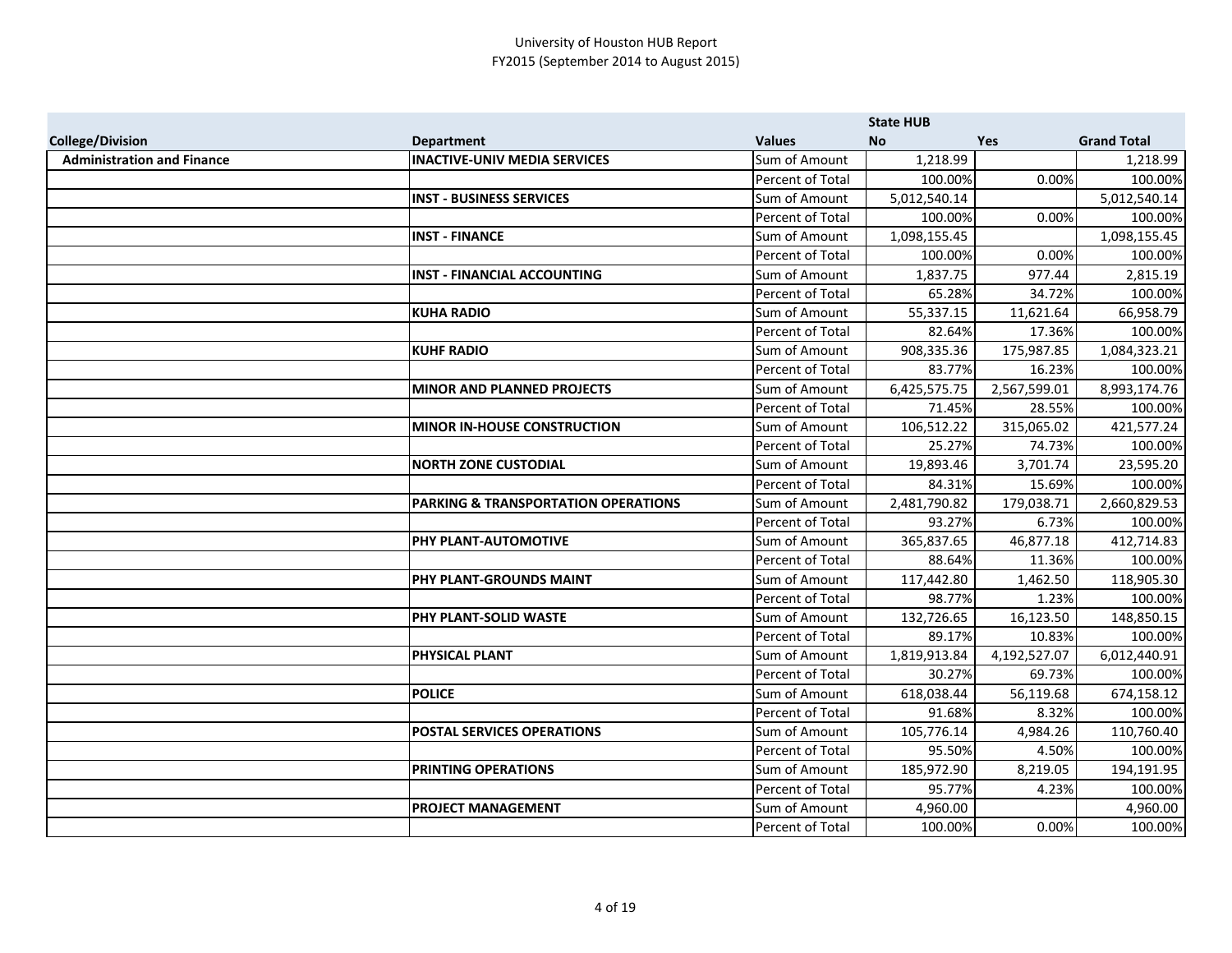University of Houston HUB Report
FY2015 (September 2014 to August 2015)

| | | | State HUB | | |
|---|---|---|---|---|---|
| **College/Division** | **Department** | **Values** | **No** | **Yes** | **Grand Total** |
| **Administration and Finance** | **INACTIVE-UNIV MEDIA SERVICES** | Sum of Amount | 1,218.99 | | 1,218.99 |
| | | Percent of Total | 100.00% | 0.00% | 100.00% |
| | **INST - BUSINESS SERVICES** | Sum of Amount | 5,012,540.14 | | 5,012,540.14 |
| | | Percent of Total | 100.00% | 0.00% | 100.00% |
| | **INST - FINANCE** | Sum of Amount | 1,098,155.45 | | 1,098,155.45 |
| | | Percent of Total | 100.00% | 0.00% | 100.00% |
| | **INST - FINANCIAL ACCOUNTING** | Sum of Amount | 1,837.75 | 977.44 | 2,815.19 |
| | | Percent of Total | 65.28% | 34.72% | 100.00% |
| | **KUHA RADIO** | Sum of Amount | 55,337.15 | 11,621.64 | 66,958.79 |
| | | Percent of Total | 82.64% | 17.36% | 100.00% |
| | **KUHF RADIO** | Sum of Amount | 908,335.36 | 175,987.85 | 1,084,323.21 |
| | | Percent of Total | 83.77% | 16.23% | 100.00% |
| | **MINOR AND PLANNED PROJECTS** | Sum of Amount | 6,425,575.75 | 2,567,599.01 | 8,993,174.76 |
| | | Percent of Total | 71.45% | 28.55% | 100.00% |
| | **MINOR IN-HOUSE CONSTRUCTION** | Sum of Amount | 106,512.22 | 315,065.02 | 421,577.24 |
| | | Percent of Total | 25.27% | 74.73% | 100.00% |
| | **NORTH ZONE CUSTODIAL** | Sum of Amount | 19,893.46 | 3,701.74 | 23,595.20 |
| | | Percent of Total | 84.31% | 15.69% | 100.00% |
| | **PARKING & TRANSPORTATION OPERATIONS** | Sum of Amount | 2,481,790.82 | 179,038.71 | 2,660,829.53 |
| | | Percent of Total | 93.27% | 6.73% | 100.00% |
| | **PHY PLANT-AUTOMOTIVE** | Sum of Amount | 365,837.65 | 46,877.18 | 412,714.83 |
| | | Percent of Total | 88.64% | 11.36% | 100.00% |
| | **PHY PLANT-GROUNDS MAINT** | Sum of Amount | 117,442.80 | 1,462.50 | 118,905.30 |
| | | Percent of Total | 98.77% | 1.23% | 100.00% |
| | **PHY PLANT-SOLID WASTE** | Sum of Amount | 132,726.65 | 16,123.50 | 148,850.15 |
| | | Percent of Total | 89.17% | 10.83% | 100.00% |
| | **PHYSICAL PLANT** | Sum of Amount | 1,819,913.84 | 4,192,527.07 | 6,012,440.91 |
| | | Percent of Total | 30.27% | 69.73% | 100.00% |
| | **POLICE** | Sum of Amount | 618,038.44 | 56,119.68 | 674,158.12 |
| | | Percent of Total | 91.68% | 8.32% | 100.00% |
| | **POSTAL SERVICES OPERATIONS** | Sum of Amount | 105,776.14 | 4,984.26 | 110,760.40 |
| | | Percent of Total | 95.50% | 4.50% | 100.00% |
| | **PRINTING OPERATIONS** | Sum of Amount | 185,972.90 | 8,219.05 | 194,191.95 |
| | | Percent of Total | 95.77% | 4.23% | 100.00% |
| | **PROJECT MANAGEMENT** | Sum of Amount | 4,960.00 | | 4,960.00 |
| | | Percent of Total | 100.00% | 0.00% | 100.00% |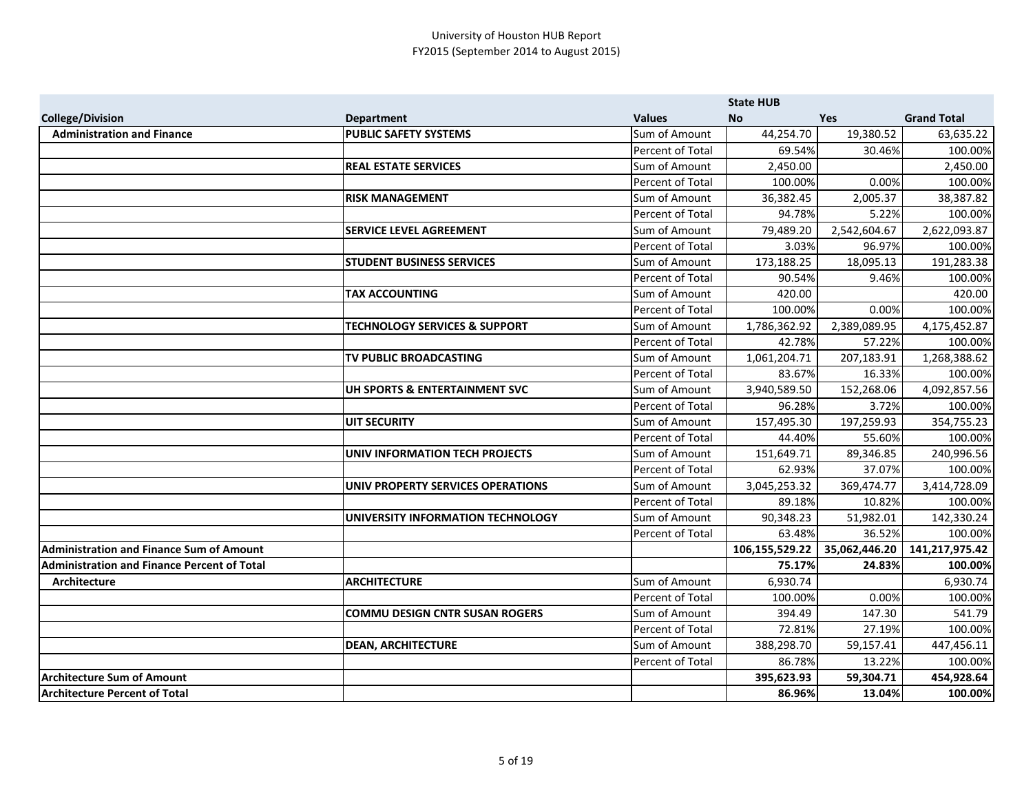# University of Houston HUB Report
## FY2015 (September 2014 to August 2015)

| | | | State HUB | | |
|---|---|---|---|---|---|
| **College/Division** | **Department** | **Values** | **No** | **Yes** | **Grand Total** |
| **Administration and Finance** | **PUBLIC SAFETY SYSTEMS** | Sum of Amount | 44,254.70 | 19,380.52 | 63,635.22 |
| | | Percent of Total | 69.54% | 30.46% | 100.00% |
| | **REAL ESTATE SERVICES** | Sum of Amount | 2,450.00 | | 2,450.00 |
| | | Percent of Total | 100.00% | 0.00% | 100.00% |
| | **RISK MANAGEMENT** | Sum of Amount | 36,382.45 | 2,005.37 | 38,387.82 |
| | | Percent of Total | 94.78% | 5.22% | 100.00% |
| | **SERVICE LEVEL AGREEMENT** | Sum of Amount | 79,489.20 | 2,542,604.67 | 2,622,093.87 |
| | | Percent of Total | 3.03% | 96.97% | 100.00% |
| | **STUDENT BUSINESS SERVICES** | Sum of Amount | 173,188.25 | 18,095.13 | 191,283.38 |
| | | Percent of Total | 90.54% | 9.46% | 100.00% |
| | **TAX ACCOUNTING** | Sum of Amount | 420.00 | | 420.00 |
| | | Percent of Total | 100.00% | 0.00% | 100.00% |
| | **TECHNOLOGY SERVICES & SUPPORT** | Sum of Amount | 1,786,362.92 | 2,389,089.95 | 4,175,452.87 |
| | | Percent of Total | 42.78% | 57.22% | 100.00% |
| | **TV PUBLIC BROADCASTING** | Sum of Amount | 1,061,204.71 | 207,183.91 | 1,268,388.62 |
| | | Percent of Total | 83.67% | 16.33% | 100.00% |
| | **UH SPORTS & ENTERTAINMENT SVC** | Sum of Amount | 3,940,589.50 | 152,268.06 | 4,092,857.56 |
| | | Percent of Total | 96.28% | 3.72% | 100.00% |
| | **UIT SECURITY** | Sum of Amount | 157,495.30 | 197,259.93 | 354,755.23 |
| | | Percent of Total | 44.40% | 55.60% | 100.00% |
| | **UNIV INFORMATION TECH PROJECTS** | Sum of Amount | 151,649.71 | 89,346.85 | 240,996.56 |
| | | Percent of Total | 62.93% | 37.07% | 100.00% |
| | **UNIV PROPERTY SERVICES OPERATIONS** | Sum of Amount | 3,045,253.32 | 369,474.77 | 3,414,728.09 |
| | | Percent of Total | 89.18% | 10.82% | 100.00% |
| | **UNIVERSITY INFORMATION TECHNOLOGY** | Sum of Amount | 90,348.23 | 51,982.01 | 142,330.24 |
| | | Percent of Total | 63.48% | 36.52% | 100.00% |
| **Administration and Finance Sum of Amount** | | | **106,155,529.22** | **35,062,446.20** | **141,217,975.42** |
| **Administration and Finance Percent of Total** | | | **75.17%** | **24.83%** | **100.00%** |
| **Architecture** | **ARCHITECTURE** | Sum of Amount | 6,930.74 | | 6,930.74 |
| | | Percent of Total | 100.00% | 0.00% | 100.00% |
| | **COMMU DESIGN CNTR SUSAN ROGERS** | Sum of Amount | 394.49 | 147.30 | 541.79 |
| | | Percent of Total | 72.81% | 27.19% | 100.00% |
| | **DEAN, ARCHITECTURE** | Sum of Amount | 388,298.70 | 59,157.41 | 447,456.11 |
| | | Percent of Total | 86.78% | 13.22% | 100.00% |
| **Architecture Sum of Amount** | | | **395,623.93** | **59,304.71** | **454,928.64** |
| **Architecture Percent of Total** | | | **86.96%** | **13.04%** | **100.00%** |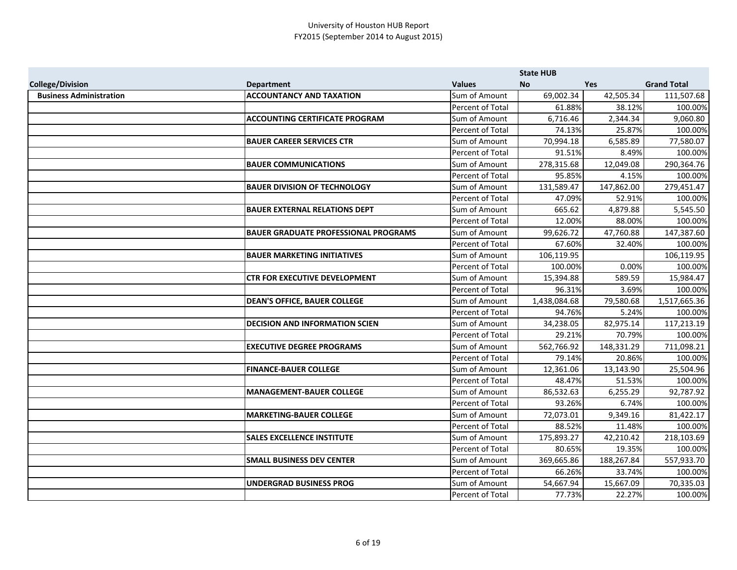University of Houston HUB Report
FY2015 (September 2014 to August 2015)

| College/Division | Department | Values | State HUB No | Yes | Grand Total |
|---|---|---|---|---|---|
| **Business Administration** | **ACCOUNTANCY AND TAXATION** | Sum of Amount | 69,002.34 | 42,505.34 | 111,507.68 |
| | | Percent of Total | 61.88% | 38.12% | 100.00% |
| | **ACCOUNTING CERTIFICATE PROGRAM** | Sum of Amount | 6,716.46 | 2,344.34 | 9,060.80 |
| | | Percent of Total | 74.13% | 25.87% | 100.00% |
| | **BAUER CAREER SERVICES CTR** | Sum of Amount | 70,994.18 | 6,585.89 | 77,580.07 |
| | | Percent of Total | 91.51% | 8.49% | 100.00% |
| | **BAUER COMMUNICATIONS** | Sum of Amount | 278,315.68 | 12,049.08 | 290,364.76 |
| | | Percent of Total | 95.85% | 4.15% | 100.00% |
| | **BAUER DIVISION OF TECHNOLOGY** | Sum of Amount | 131,589.47 | 147,862.00 | 279,451.47 |
| | | Percent of Total | 47.09% | 52.91% | 100.00% |
| | **BAUER EXTERNAL RELATIONS DEPT** | Sum of Amount | 665.62 | 4,879.88 | 5,545.50 |
| | | Percent of Total | 12.00% | 88.00% | 100.00% |
| | **BAUER GRADUATE PROFESSIONAL PROGRAMS** | Sum of Amount | 99,626.72 | 47,760.88 | 147,387.60 |
| | | Percent of Total | 67.60% | 32.40% | 100.00% |
| | **BAUER MARKETING INITIATIVES** | Sum of Amount | 106,119.95 | | 106,119.95 |
| | | Percent of Total | 100.00% | 0.00% | 100.00% |
| | **CTR FOR EXECUTIVE DEVELOPMENT** | Sum of Amount | 15,394.88 | 589.59 | 15,984.47 |
| | | Percent of Total | 96.31% | 3.69% | 100.00% |
| | **DEAN'S OFFICE, BAUER COLLEGE** | Sum of Amount | 1,438,084.68 | 79,580.68 | 1,517,665.36 |
| | | Percent of Total | 94.76% | 5.24% | 100.00% |
| | **DECISION AND INFORMATION SCIEN** | Sum of Amount | 34,238.05 | 82,975.14 | 117,213.19 |
| | | Percent of Total | 29.21% | 70.79% | 100.00% |
| | **EXECUTIVE DEGREE PROGRAMS** | Sum of Amount | 562,766.92 | 148,331.29 | 711,098.21 |
| | | Percent of Total | 79.14% | 20.86% | 100.00% |
| | **FINANCE-BAUER COLLEGE** | Sum of Amount | 12,361.06 | 13,143.90 | 25,504.96 |
| | | Percent of Total | 48.47% | 51.53% | 100.00% |
| | **MANAGEMENT-BAUER COLLEGE** | Sum of Amount | 86,532.63 | 6,255.29 | 92,787.92 |
| | | Percent of Total | 93.26% | 6.74% | 100.00% |
| | **MARKETING-BAUER COLLEGE** | Sum of Amount | 72,073.01 | 9,349.16 | 81,422.17 |
| | | Percent of Total | 88.52% | 11.48% | 100.00% |
| | **SALES EXCELLENCE INSTITUTE** | Sum of Amount | 175,893.27 | 42,210.42 | 218,103.69 |
| | | Percent of Total | 80.65% | 19.35% | 100.00% |
| | **SMALL BUSINESS DEV CENTER** | Sum of Amount | 369,665.86 | 188,267.84 | 557,933.70 |
| | | Percent of Total | 66.26% | 33.74% | 100.00% |
| | **UNDERGRAD BUSINESS PROG** | Sum of Amount | 54,667.94 | 15,667.09 | 70,335.03 |
| | | Percent of Total | 77.73% | 22.27% | 100.00% |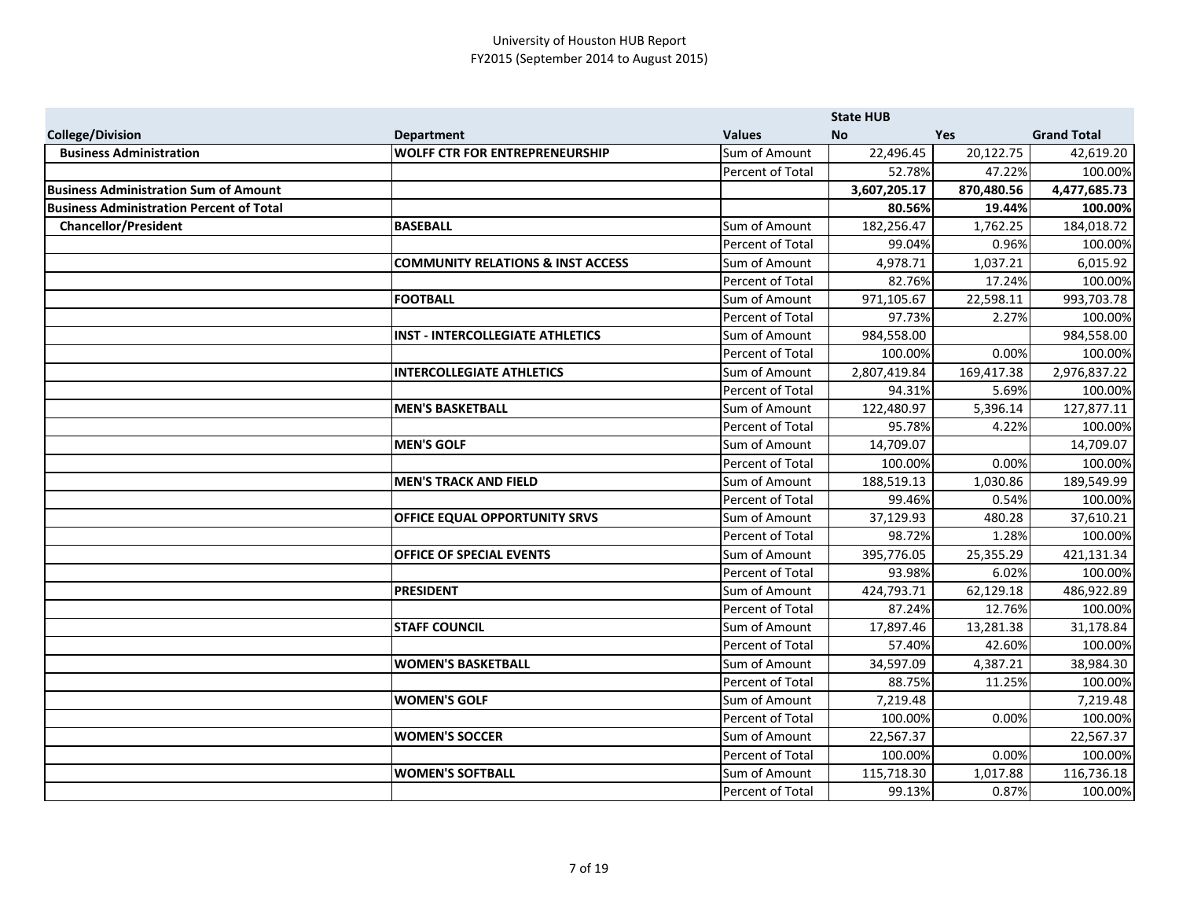University of Houston HUB Report
FY2015 (September 2014 to August 2015)

| College/Division | Department | Values | State HUB No | Yes | Grand Total |
|---|---|---|---|---|---|
| **Business Administration** | **WOLFF CTR FOR ENTREPRENEURSHIP** | Sum of Amount | 22,496.45 | 20,122.75 | 42,619.20 |
| | | Percent of Total | 52.78% | 47.22% | 100.00% |
| **Business Administration Sum of Amount** | | | **3,607,205.17** | **870,480.56** | **4,477,685.73** |
| **Business Administration Percent of Total** | | | **80.56%** | **19.44%** | **100.00%** |
| **Chancellor/President** | **BASEBALL** | Sum of Amount | 182,256.47 | 1,762.25 | 184,018.72 |
| | | Percent of Total | 99.04% | 0.96% | 100.00% |
| | **COMMUNITY RELATIONS & INST ACCESS** | Sum of Amount | 4,978.71 | 1,037.21 | 6,015.92 |
| | | Percent of Total | 82.76% | 17.24% | 100.00% |
| | **FOOTBALL** | Sum of Amount | 971,105.67 | 22,598.11 | 993,703.78 |
| | | Percent of Total | 97.73% | 2.27% | 100.00% |
| | **INST - INTERCOLLEGIATE ATHLETICS** | Sum of Amount | 984,558.00 | | 984,558.00 |
| | | Percent of Total | 100.00% | 0.00% | 100.00% |
| | **INTERCOLLEGIATE ATHLETICS** | Sum of Amount | 2,807,419.84 | 169,417.38 | 2,976,837.22 |
| | | Percent of Total | 94.31% | 5.69% | 100.00% |
| | **MEN'S BASKETBALL** | Sum of Amount | 122,480.97 | 5,396.14 | 127,877.11 |
| | | Percent of Total | 95.78% | 4.22% | 100.00% |
| | **MEN'S GOLF** | Sum of Amount | 14,709.07 | | 14,709.07 |
| | | Percent of Total | 100.00% | 0.00% | 100.00% |
| | **MEN'S TRACK AND FIELD** | Sum of Amount | 188,519.13 | 1,030.86 | 189,549.99 |
| | | Percent of Total | 99.46% | 0.54% | 100.00% |
| | **OFFICE EQUAL OPPORTUNITY SRVS** | Sum of Amount | 37,129.93 | 480.28 | 37,610.21 |
| | | Percent of Total | 98.72% | 1.28% | 100.00% |
| | **OFFICE OF SPECIAL EVENTS** | Sum of Amount | 395,776.05 | 25,355.29 | 421,131.34 |
| | | Percent of Total | 93.98% | 6.02% | 100.00% |
| | **PRESIDENT** | Sum of Amount | 424,793.71 | 62,129.18 | 486,922.89 |
| | | Percent of Total | 87.24% | 12.76% | 100.00% |
| | **STAFF COUNCIL** | Sum of Amount | 17,897.46 | 13,281.38 | 31,178.84 |
| | | Percent of Total | 57.40% | 42.60% | 100.00% |
| | **WOMEN'S BASKETBALL** | Sum of Amount | 34,597.09 | 4,387.21 | 38,984.30 |
| | | Percent of Total | 88.75% | 11.25% | 100.00% |
| | **WOMEN'S GOLF** | Sum of Amount | 7,219.48 | | 7,219.48 |
| | | Percent of Total | 100.00% | 0.00% | 100.00% |
| | **WOMEN'S SOCCER** | Sum of Amount | 22,567.37 | | 22,567.37 |
| | | Percent of Total | 100.00% | 0.00% | 100.00% |
| | **WOMEN'S SOFTBALL** | Sum of Amount | 115,718.30 | 1,017.88 | 116,736.18 |
| | | Percent of Total | 99.13% | 0.87% | 100.00% |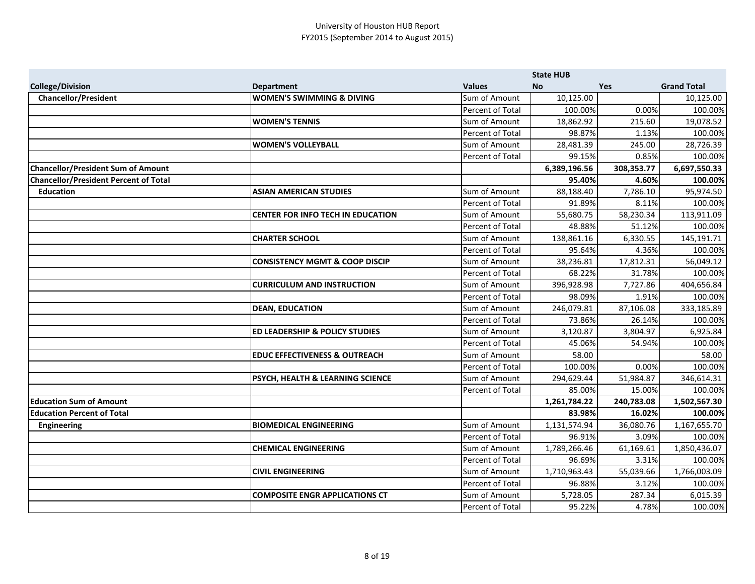University of Houston HUB Report
FY2015 (September 2014 to August 2015)

| College/Division | Department | Values | State HUB No | Yes | Grand Total |
|---|---|---|---|---|---|
| **Chancellor/President** | **WOMEN'S SWIMMING & DIVING** | Sum of Amount | 10,125.00 | | 10,125.00 |
| | | Percent of Total | 100.00% | 0.00% | 100.00% |
| | **WOMEN'S TENNIS** | Sum of Amount | 18,862.92 | 215.60 | 19,078.52 |
| | | Percent of Total | 98.87% | 1.13% | 100.00% |
| | **WOMEN'S VOLLEYBALL** | Sum of Amount | 28,481.39 | 245.00 | 28,726.39 |
| | | Percent of Total | 99.15% | 0.85% | 100.00% |
| **Chancellor/President Sum of Amount** | | | **6,389,196.56** | **308,353.77** | **6,697,550.33** |
| **Chancellor/President Percent of Total** | | | **95.40%** | **4.60%** | **100.00%** |
| **Education** | **ASIAN AMERICAN STUDIES** | Sum of Amount | 88,188.40 | 7,786.10 | 95,974.50 |
| | | Percent of Total | 91.89% | 8.11% | 100.00% |
| | **CENTER FOR INFO TECH IN EDUCATION** | Sum of Amount | 55,680.75 | 58,230.34 | 113,911.09 |
| | | Percent of Total | 48.88% | 51.12% | 100.00% |
| | **CHARTER SCHOOL** | Sum of Amount | 138,861.16 | 6,330.55 | 145,191.71 |
| | | Percent of Total | 95.64% | 4.36% | 100.00% |
| | **CONSISTENCY MGMT & COOP DISCIP** | Sum of Amount | 38,236.81 | 17,812.31 | 56,049.12 |
| | | Percent of Total | 68.22% | 31.78% | 100.00% |
| | **CURRICULUM AND INSTRUCTION** | Sum of Amount | 396,928.98 | 7,727.86 | 404,656.84 |
| | | Percent of Total | 98.09% | 1.91% | 100.00% |
| | **DEAN, EDUCATION** | Sum of Amount | 246,079.81 | 87,106.08 | 333,185.89 |
| | | Percent of Total | 73.86% | 26.14% | 100.00% |
| | **ED LEADERSHIP & POLICY STUDIES** | Sum of Amount | 3,120.87 | 3,804.97 | 6,925.84 |
| | | Percent of Total | 45.06% | 54.94% | 100.00% |
| | **EDUC EFFECTIVENESS & OUTREACH** | Sum of Amount | 58.00 | | 58.00 |
| | | Percent of Total | 100.00% | 0.00% | 100.00% |
| | **PSYCH, HEALTH & LEARNING SCIENCE** | Sum of Amount | 294,629.44 | 51,984.87 | 346,614.31 |
| | | Percent of Total | 85.00% | 15.00% | 100.00% |
| **Education Sum of Amount** | | | **1,261,784.22** | **240,783.08** | **1,502,567.30** |
| **Education Percent of Total** | | | **83.98%** | **16.02%** | **100.00%** |
| **Engineering** | **BIOMEDICAL ENGINEERING** | Sum of Amount | 1,131,574.94 | 36,080.76 | 1,167,655.70 |
| | | Percent of Total | 96.91% | 3.09% | 100.00% |
| | **CHEMICAL ENGINEERING** | Sum of Amount | 1,789,266.46 | 61,169.61 | 1,850,436.07 |
| | | Percent of Total | 96.69% | 3.31% | 100.00% |
| | **CIVIL ENGINEERING** | Sum of Amount | 1,710,963.43 | 55,039.66 | 1,766,003.09 |
| | | Percent of Total | 96.88% | 3.12% | 100.00% |
| | **COMPOSITE ENGR APPLICATIONS CT** | Sum of Amount | 5,728.05 | 287.34 | 6,015.39 |
| | | Percent of Total | 95.22% | 4.78% | 100.00% |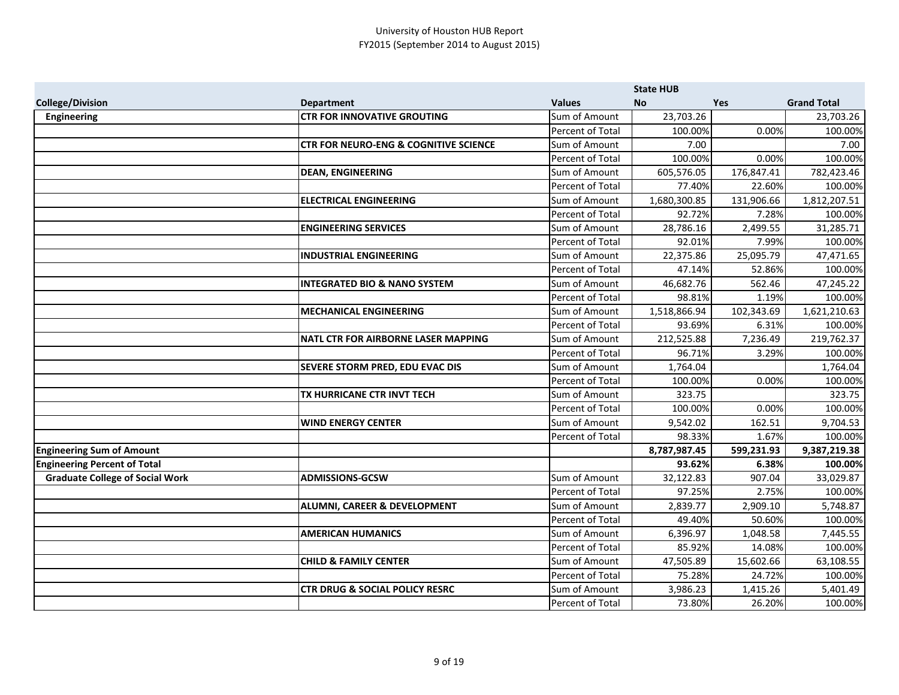University of Houston HUB Report
FY2015 (September 2014 to August 2015)

| College/Division | Department | Values | State HUB No | Yes | Grand Total |
|---|---|---|---|---|---|
| Engineering | CTR FOR INNOVATIVE GROUTING | Sum of Amount | 23,703.26 | | 23,703.26 |
| | | Percent of Total | 100.00% | 0.00% | 100.00% |
| | CTR FOR NEURO-ENG & COGNITIVE SCIENCE | Sum of Amount | 7.00 | | 7.00 |
| | | Percent of Total | 100.00% | 0.00% | 100.00% |
| | DEAN, ENGINEERING | Sum of Amount | 605,576.05 | 176,847.41 | 782,423.46 |
| | | Percent of Total | 77.40% | 22.60% | 100.00% |
| | ELECTRICAL ENGINEERING | Sum of Amount | 1,680,300.85 | 131,906.66 | 1,812,207.51 |
| | | Percent of Total | 92.72% | 7.28% | 100.00% |
| | ENGINEERING SERVICES | Sum of Amount | 28,786.16 | 2,499.55 | 31,285.71 |
| | | Percent of Total | 92.01% | 7.99% | 100.00% |
| | INDUSTRIAL ENGINEERING | Sum of Amount | 22,375.86 | 25,095.79 | 47,471.65 |
| | | Percent of Total | 47.14% | 52.86% | 100.00% |
| | INTEGRATED BIO & NANO SYSTEM | Sum of Amount | 46,682.76 | 562.46 | 47,245.22 |
| | | Percent of Total | 98.81% | 1.19% | 100.00% |
| | MECHANICAL ENGINEERING | Sum of Amount | 1,518,866.94 | 102,343.69 | 1,621,210.63 |
| | | Percent of Total | 93.69% | 6.31% | 100.00% |
| | NATL CTR FOR AIRBORNE LASER MAPPING | Sum of Amount | 212,525.88 | 7,236.49 | 219,762.37 |
| | | Percent of Total | 96.71% | 3.29% | 100.00% |
| | SEVERE STORM PRED, EDU EVAC DIS | Sum of Amount | 1,764.04 | | 1,764.04 |
| | | Percent of Total | 100.00% | 0.00% | 100.00% |
| | TX HURRICANE CTR INVT TECH | Sum of Amount | 323.75 | | 323.75 |
| | | Percent of Total | 100.00% | 0.00% | 100.00% |
| | WIND ENERGY CENTER | Sum of Amount | 9,542.02 | 162.51 | 9,704.53 |
| | | Percent of Total | 98.33% | 1.67% | 100.00% |
| **Engineering Sum of Amount** | | | **8,787,987.45** | **599,231.93** | **9,387,219.38** |
| **Engineering Percent of Total** | | | **93.62%** | **6.38%** | **100.00%** |
| Graduate College of Social Work | ADMISSIONS-GCSW | Sum of Amount | 32,122.83 | 907.04 | 33,029.87 |
| | | Percent of Total | 97.25% | 2.75% | 100.00% |
| | ALUMNI, CAREER & DEVELOPMENT | Sum of Amount | 2,839.77 | 2,909.10 | 5,748.87 |
| | | Percent of Total | 49.40% | 50.60% | 100.00% |
| | AMERICAN HUMANICS | Sum of Amount | 6,396.97 | 1,048.58 | 7,445.55 |
| | | Percent of Total | 85.92% | 14.08% | 100.00% |
| | CHILD & FAMILY CENTER | Sum of Amount | 47,505.89 | 15,602.66 | 63,108.55 |
| | | Percent of Total | 75.28% | 24.72% | 100.00% |
| | CTR DRUG & SOCIAL POLICY RESRC | Sum of Amount | 3,986.23 | 1,415.26 | 5,401.49 |
| | | Percent of Total | 73.80% | 26.20% | 100.00% |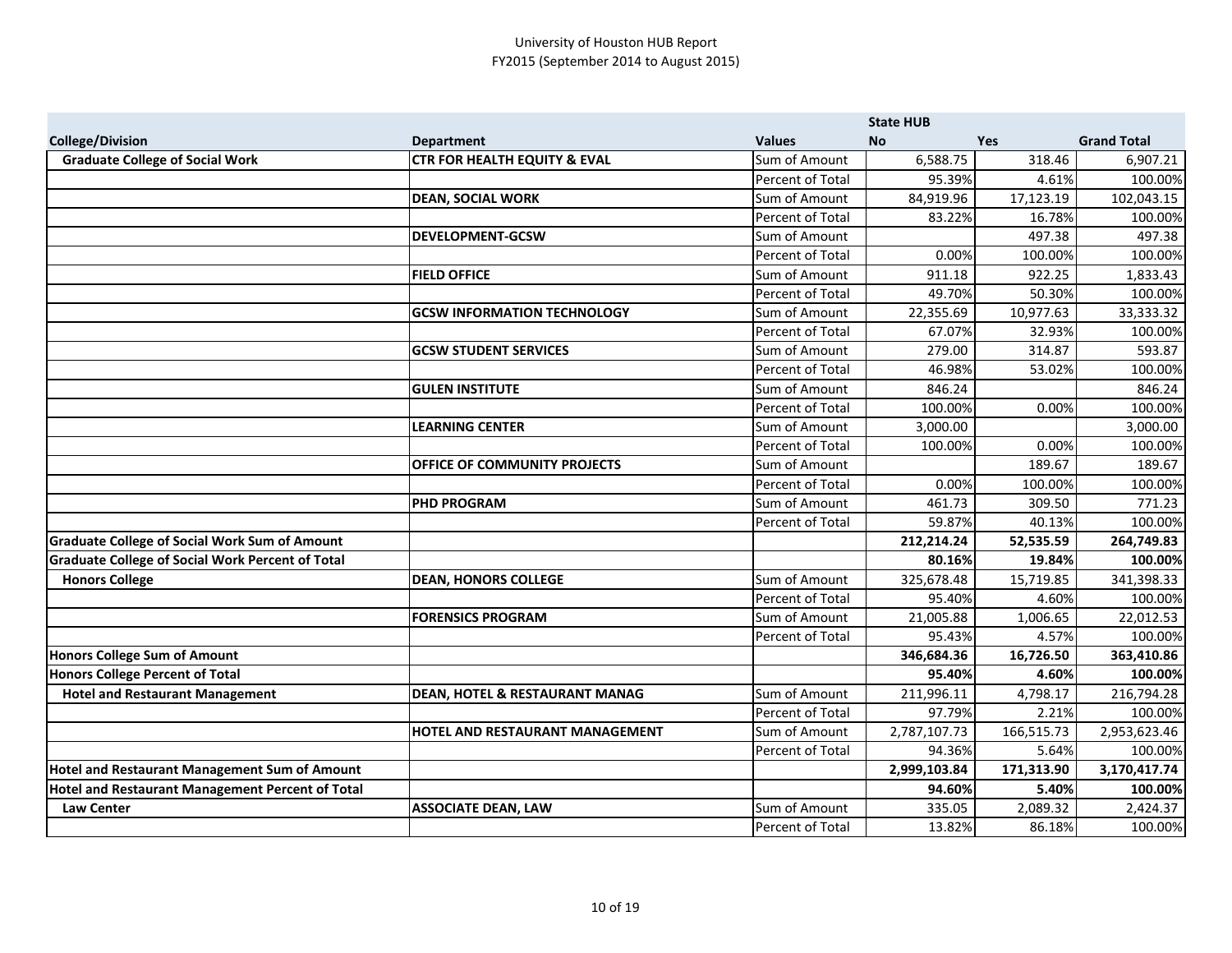University of Houston HUB Report
FY2015 (September 2014 to August 2015)

| College/Division | Department | Values | State HUB No | Yes | Grand Total |
|---|---|---|---|---|---|
| **Graduate College of Social Work** | **CTR FOR HEALTH EQUITY & EVAL** | Sum of Amount | 6,588.75 | 318.46 | 6,907.21 |
| | | Percent of Total | 95.39% | 4.61% | 100.00% |
| | **DEAN, SOCIAL WORK** | Sum of Amount | 84,919.96 | 17,123.19 | 102,043.15 |
| | | Percent of Total | 83.22% | 16.78% | 100.00% |
| | **DEVELOPMENT-GCSW** | Sum of Amount | | 497.38 | 497.38 |
| | | Percent of Total | 0.00% | 100.00% | 100.00% |
| | **FIELD OFFICE** | Sum of Amount | 911.18 | 922.25 | 1,833.43 |
| | | Percent of Total | 49.70% | 50.30% | 100.00% |
| | **GCSW INFORMATION TECHNOLOGY** | Sum of Amount | 22,355.69 | 10,977.63 | 33,333.32 |
| | | Percent of Total | 67.07% | 32.93% | 100.00% |
| | **GCSW STUDENT SERVICES** | Sum of Amount | 279.00 | 314.87 | 593.87 |
| | | Percent of Total | 46.98% | 53.02% | 100.00% |
| | **GULEN INSTITUTE** | Sum of Amount | 846.24 | | 846.24 |
| | | Percent of Total | 100.00% | 0.00% | 100.00% |
| | **LEARNING CENTER** | Sum of Amount | 3,000.00 | | 3,000.00 |
| | | Percent of Total | 100.00% | 0.00% | 100.00% |
| | **OFFICE OF COMMUNITY PROJECTS** | Sum of Amount | | 189.67 | 189.67 |
| | | Percent of Total | 0.00% | 100.00% | 100.00% |
| | **PHD PROGRAM** | Sum of Amount | 461.73 | 309.50 | 771.23 |
| | | Percent of Total | 59.87% | 40.13% | 100.00% |
| **Graduate College of Social Work Sum of Amount** | | | **212,214.24** | **52,535.59** | **264,749.83** |
| **Graduate College of Social Work Percent of Total** | | | **80.16%** | **19.84%** | **100.00%** |
| **Honors College** | **DEAN, HONORS COLLEGE** | Sum of Amount | 325,678.48 | 15,719.85 | 341,398.33 |
| | | Percent of Total | 95.40% | 4.60% | 100.00% |
| | **FORENSICS PROGRAM** | Sum of Amount | 21,005.88 | 1,006.65 | 22,012.53 |
| | | Percent of Total | 95.43% | 4.57% | 100.00% |
| **Honors College Sum of Amount** | | | **346,684.36** | **16,726.50** | **363,410.86** |
| **Honors College Percent of Total** | | | **95.40%** | **4.60%** | **100.00%** |
| **Hotel and Restaurant Management** | **DEAN, HOTEL & RESTAURANT MANAG** | Sum of Amount | 211,996.11 | 4,798.17 | 216,794.28 |
| | | Percent of Total | 97.79% | 2.21% | 100.00% |
| | **HOTEL AND RESTAURANT MANAGEMENT** | Sum of Amount | 2,787,107.73 | 166,515.73 | 2,953,623.46 |
| | | Percent of Total | 94.36% | 5.64% | 100.00% |
| **Hotel and Restaurant Management Sum of Amount** | | | **2,999,103.84** | **171,313.90** | **3,170,417.74** |
| **Hotel and Restaurant Management Percent of Total** | | | **94.60%** | **5.40%** | **100.00%** |
| **Law Center** | **ASSOCIATE DEAN, LAW** | Sum of Amount | 335.05 | 2,089.32 | 2,424.37 |
| | | Percent of Total | 13.82% | 86.18% | 100.00% |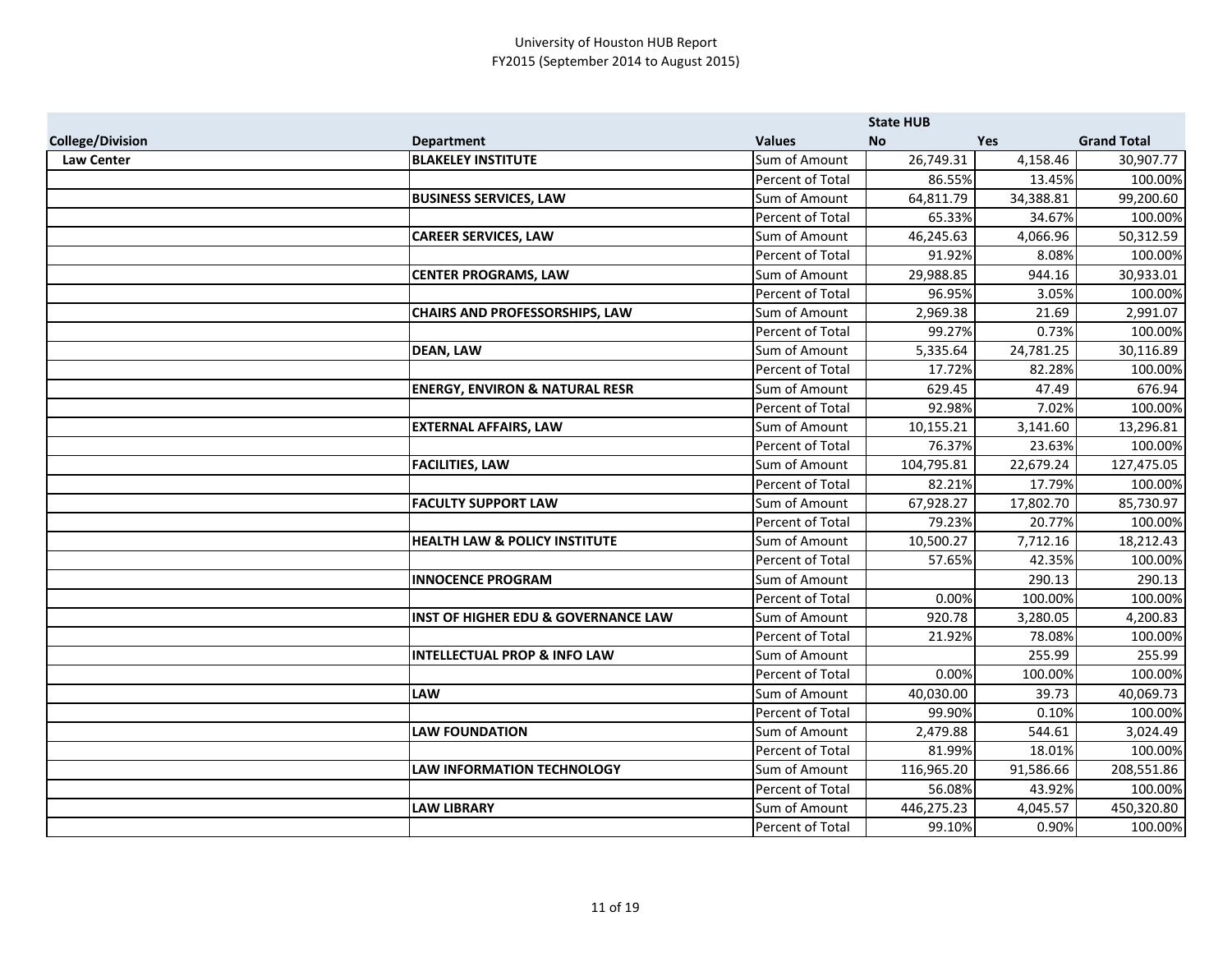University of Houston HUB Report
FY2015 (September 2014 to August 2015)

| | | | State HUB | | |
|---|---|---|---|---|---|
| **College/Division** | **Department** | **Values** | **No** | **Yes** | **Grand Total** |
| **Law Center** | **BLAKELEY INSTITUTE** | Sum of Amount | 26,749.31 | 4,158.46 | 30,907.77 |
| | | Percent of Total | 86.55% | 13.45% | 100.00% |
| | **BUSINESS SERVICES, LAW** | Sum of Amount | 64,811.79 | 34,388.81 | 99,200.60 |
| | | Percent of Total | 65.33% | 34.67% | 100.00% |
| | **CAREER SERVICES, LAW** | Sum of Amount | 46,245.63 | 4,066.96 | 50,312.59 |
| | | Percent of Total | 91.92% | 8.08% | 100.00% |
| | **CENTER PROGRAMS, LAW** | Sum of Amount | 29,988.85 | 944.16 | 30,933.01 |
| | | Percent of Total | 96.95% | 3.05% | 100.00% |
| | **CHAIRS AND PROFESSORSHIPS, LAW** | Sum of Amount | 2,969.38 | 21.69 | 2,991.07 |
| | | Percent of Total | 99.27% | 0.73% | 100.00% |
| | **DEAN, LAW** | Sum of Amount | 5,335.64 | 24,781.25 | 30,116.89 |
| | | Percent of Total | 17.72% | 82.28% | 100.00% |
| | **ENERGY, ENVIRON & NATURAL RESR** | Sum of Amount | 629.45 | 47.49 | 676.94 |
| | | Percent of Total | 92.98% | 7.02% | 100.00% |
| | **EXTERNAL AFFAIRS, LAW** | Sum of Amount | 10,155.21 | 3,141.60 | 13,296.81 |
| | | Percent of Total | 76.37% | 23.63% | 100.00% |
| | **FACILITIES, LAW** | Sum of Amount | 104,795.81 | 22,679.24 | 127,475.05 |
| | | Percent of Total | 82.21% | 17.79% | 100.00% |
| | **FACULTY SUPPORT LAW** | Sum of Amount | 67,928.27 | 17,802.70 | 85,730.97 |
| | | Percent of Total | 79.23% | 20.77% | 100.00% |
| | **HEALTH LAW & POLICY INSTITUTE** | Sum of Amount | 10,500.27 | 7,712.16 | 18,212.43 |
| | | Percent of Total | 57.65% | 42.35% | 100.00% |
| | **INNOCENCE PROGRAM** | Sum of Amount | | 290.13 | 290.13 |
| | | Percent of Total | 0.00% | 100.00% | 100.00% |
| | **INST OF HIGHER EDU & GOVERNANCE LAW** | Sum of Amount | 920.78 | 3,280.05 | 4,200.83 |
| | | Percent of Total | 21.92% | 78.08% | 100.00% |
| | **INTELLECTUAL PROP & INFO LAW** | Sum of Amount | | 255.99 | 255.99 |
| | | Percent of Total | 0.00% | 100.00% | 100.00% |
| | **LAW** | Sum of Amount | 40,030.00 | 39.73 | 40,069.73 |
| | | Percent of Total | 99.90% | 0.10% | 100.00% |
| | **LAW FOUNDATION** | Sum of Amount | 2,479.88 | 544.61 | 3,024.49 |
| | | Percent of Total | 81.99% | 18.01% | 100.00% |
| | **LAW INFORMATION TECHNOLOGY** | Sum of Amount | 116,965.20 | 91,586.66 | 208,551.86 |
| | | Percent of Total | 56.08% | 43.92% | 100.00% |
| | **LAW LIBRARY** | Sum of Amount | 446,275.23 | 4,045.57 | 450,320.80 |
| | | Percent of Total | 99.10% | 0.90% | 100.00% |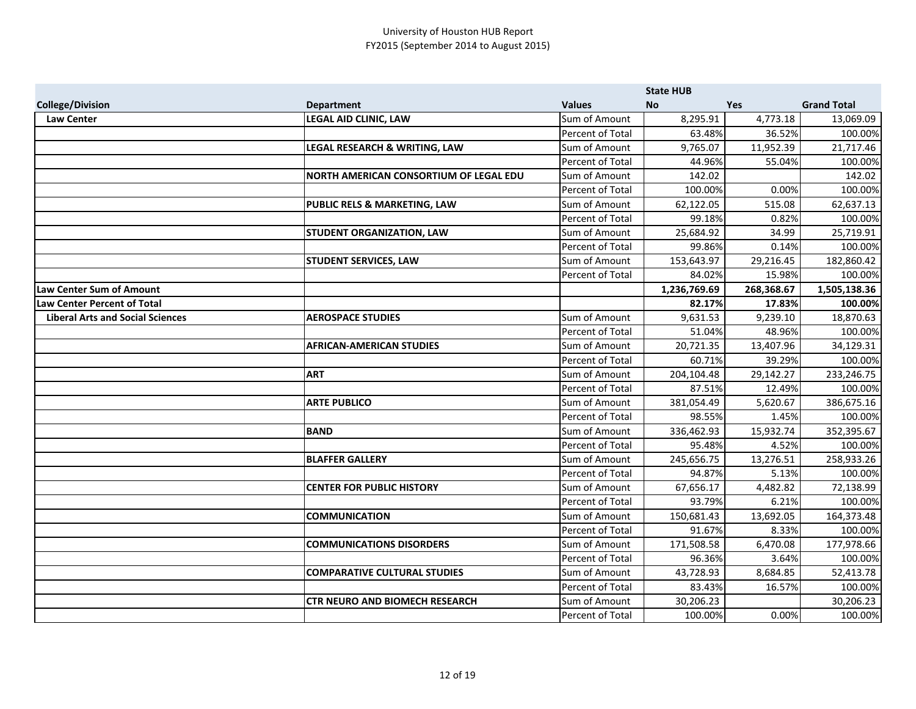University of Houston HUB Report
FY2015 (September 2014 to August 2015)

| College/Division | Department | Values | State HUB No | Yes | Grand Total |
|---|---|---|---|---|---|
| **Law Center** | **LEGAL AID CLINIC, LAW** | Sum of Amount | 8,295.91 | 4,773.18 | 13,069.09 |
| | | Percent of Total | 63.48% | 36.52% | 100.00% |
| | **LEGAL RESEARCH & WRITING, LAW** | Sum of Amount | 9,765.07 | 11,952.39 | 21,717.46 |
| | | Percent of Total | 44.96% | 55.04% | 100.00% |
| | **NORTH AMERICAN CONSORTIUM OF LEGAL EDU** | Sum of Amount | 142.02 | | 142.02 |
| | | Percent of Total | 100.00% | 0.00% | 100.00% |
| | **PUBLIC RELS & MARKETING, LAW** | Sum of Amount | 62,122.05 | 515.08 | 62,637.13 |
| | | Percent of Total | 99.18% | 0.82% | 100.00% |
| | **STUDENT ORGANIZATION, LAW** | Sum of Amount | 25,684.92 | 34.99 | 25,719.91 |
| | | Percent of Total | 99.86% | 0.14% | 100.00% |
| | **STUDENT SERVICES, LAW** | Sum of Amount | 153,643.97 | 29,216.45 | 182,860.42 |
| | | Percent of Total | 84.02% | 15.98% | 100.00% |
| **Law Center Sum of Amount** | | | **1,236,769.69** | **268,368.67** | **1,505,138.36** |
| **Law Center Percent of Total** | | | **82.17%** | **17.83%** | **100.00%** |
| **Liberal Arts and Social Sciences** | **AEROSPACE STUDIES** | Sum of Amount | 9,631.53 | 9,239.10 | 18,870.63 |
| | | Percent of Total | 51.04% | 48.96% | 100.00% |
| | **AFRICAN-AMERICAN STUDIES** | Sum of Amount | 20,721.35 | 13,407.96 | 34,129.31 |
| | | Percent of Total | 60.71% | 39.29% | 100.00% |
| | **ART** | Sum of Amount | 204,104.48 | 29,142.27 | 233,246.75 |
| | | Percent of Total | 87.51% | 12.49% | 100.00% |
| | **ARTE PUBLICO** | Sum of Amount | 381,054.49 | 5,620.67 | 386,675.16 |
| | | Percent of Total | 98.55% | 1.45% | 100.00% |
| | **BAND** | Sum of Amount | 336,462.93 | 15,932.74 | 352,395.67 |
| | | Percent of Total | 95.48% | 4.52% | 100.00% |
| | **BLAFFER GALLERY** | Sum of Amount | 245,656.75 | 13,276.51 | 258,933.26 |
| | | Percent of Total | 94.87% | 5.13% | 100.00% |
| | **CENTER FOR PUBLIC HISTORY** | Sum of Amount | 67,656.17 | 4,482.82 | 72,138.99 |
| | | Percent of Total | 93.79% | 6.21% | 100.00% |
| | **COMMUNICATION** | Sum of Amount | 150,681.43 | 13,692.05 | 164,373.48 |
| | | Percent of Total | 91.67% | 8.33% | 100.00% |
| | **COMMUNICATIONS DISORDERS** | Sum of Amount | 171,508.58 | 6,470.08 | 177,978.66 |
| | | Percent of Total | 96.36% | 3.64% | 100.00% |
| | **COMPARATIVE CULTURAL STUDIES** | Sum of Amount | 43,728.93 | 8,684.85 | 52,413.78 |
| | | Percent of Total | 83.43% | 16.57% | 100.00% |
| | **CTR NEURO AND BIOMECH RESEARCH** | Sum of Amount | 30,206.23 | | 30,206.23 |
| | | Percent of Total | 100.00% | 0.00% | 100.00% |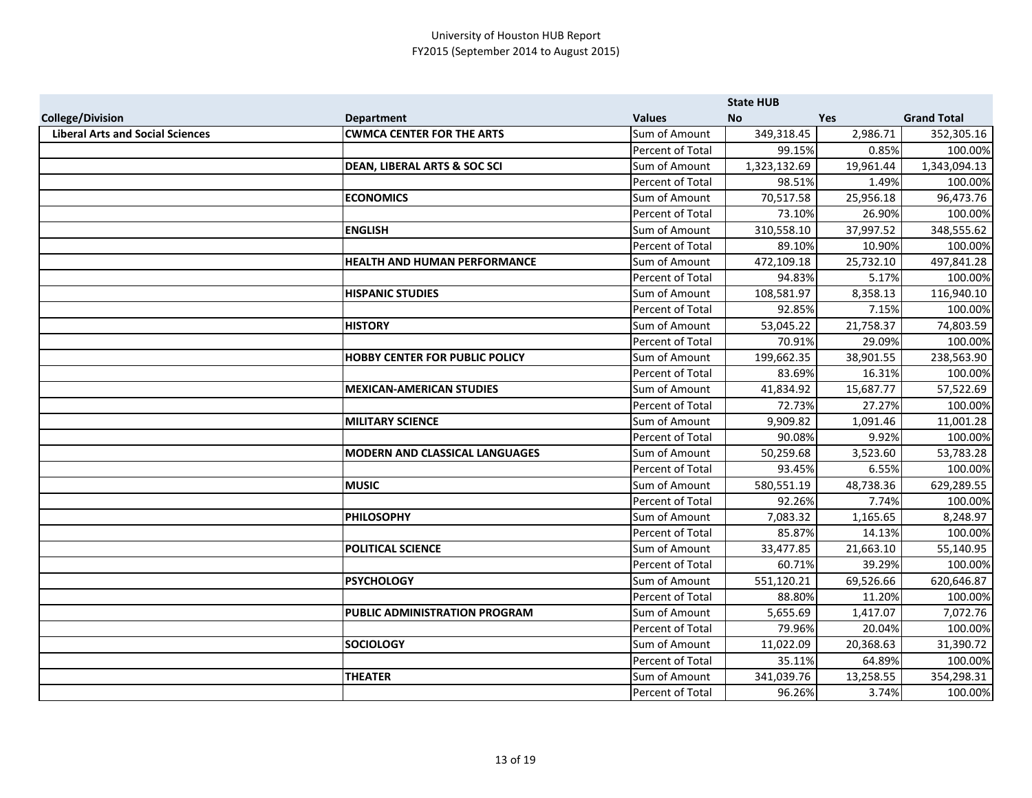University of Houston HUB Report
FY2015 (September 2014 to August 2015)

| | | | State HUB | | |
|---|---|---|---|---|---|
| **College/Division** | **Department** | **Values** | **No** | **Yes** | **Grand Total** |
| **Liberal Arts and Social Sciences** | **CWMCA CENTER FOR THE ARTS** | Sum of Amount | 349,318.45 | 2,986.71 | 352,305.16 |
| | | Percent of Total | 99.15% | 0.85% | 100.00% |
| | **DEAN, LIBERAL ARTS & SOC SCI** | Sum of Amount | 1,323,132.69 | 19,961.44 | 1,343,094.13 |
| | | Percent of Total | 98.51% | 1.49% | 100.00% |
| | **ECONOMICS** | Sum of Amount | 70,517.58 | 25,956.18 | 96,473.76 |
| | | Percent of Total | 73.10% | 26.90% | 100.00% |
| | **ENGLISH** | Sum of Amount | 310,558.10 | 37,997.52 | 348,555.62 |
| | | Percent of Total | 89.10% | 10.90% | 100.00% |
| | **HEALTH AND HUMAN PERFORMANCE** | Sum of Amount | 472,109.18 | 25,732.10 | 497,841.28 |
| | | Percent of Total | 94.83% | 5.17% | 100.00% |
| | **HISPANIC STUDIES** | Sum of Amount | 108,581.97 | 8,358.13 | 116,940.10 |
| | | Percent of Total | 92.85% | 7.15% | 100.00% |
| | **HISTORY** | Sum of Amount | 53,045.22 | 21,758.37 | 74,803.59 |
| | | Percent of Total | 70.91% | 29.09% | 100.00% |
| | **HOBBY CENTER FOR PUBLIC POLICY** | Sum of Amount | 199,662.35 | 38,901.55 | 238,563.90 |
| | | Percent of Total | 83.69% | 16.31% | 100.00% |
| | **MEXICAN-AMERICAN STUDIES** | Sum of Amount | 41,834.92 | 15,687.77 | 57,522.69 |
| | | Percent of Total | 72.73% | 27.27% | 100.00% |
| | **MILITARY SCIENCE** | Sum of Amount | 9,909.82 | 1,091.46 | 11,001.28 |
| | | Percent of Total | 90.08% | 9.92% | 100.00% |
| | **MODERN AND CLASSICAL LANGUAGES** | Sum of Amount | 50,259.68 | 3,523.60 | 53,783.28 |
| | | Percent of Total | 93.45% | 6.55% | 100.00% |
| | **MUSIC** | Sum of Amount | 580,551.19 | 48,738.36 | 629,289.55 |
| | | Percent of Total | 92.26% | 7.74% | 100.00% |
| | **PHILOSOPHY** | Sum of Amount | 7,083.32 | 1,165.65 | 8,248.97 |
| | | Percent of Total | 85.87% | 14.13% | 100.00% |
| | **POLITICAL SCIENCE** | Sum of Amount | 33,477.85 | 21,663.10 | 55,140.95 |
| | | Percent of Total | 60.71% | 39.29% | 100.00% |
| | **PSYCHOLOGY** | Sum of Amount | 551,120.21 | 69,526.66 | 620,646.87 |
| | | Percent of Total | 88.80% | 11.20% | 100.00% |
| | **PUBLIC ADMINISTRATION PROGRAM** | Sum of Amount | 5,655.69 | 1,417.07 | 7,072.76 |
| | | Percent of Total | 79.96% | 20.04% | 100.00% |
| | **SOCIOLOGY** | Sum of Amount | 11,022.09 | 20,368.63 | 31,390.72 |
| | | Percent of Total | 35.11% | 64.89% | 100.00% |
| | **THEATER** | Sum of Amount | 341,039.76 | 13,258.55 | 354,298.31 |
| | | Percent of Total | 96.26% | 3.74% | 100.00% |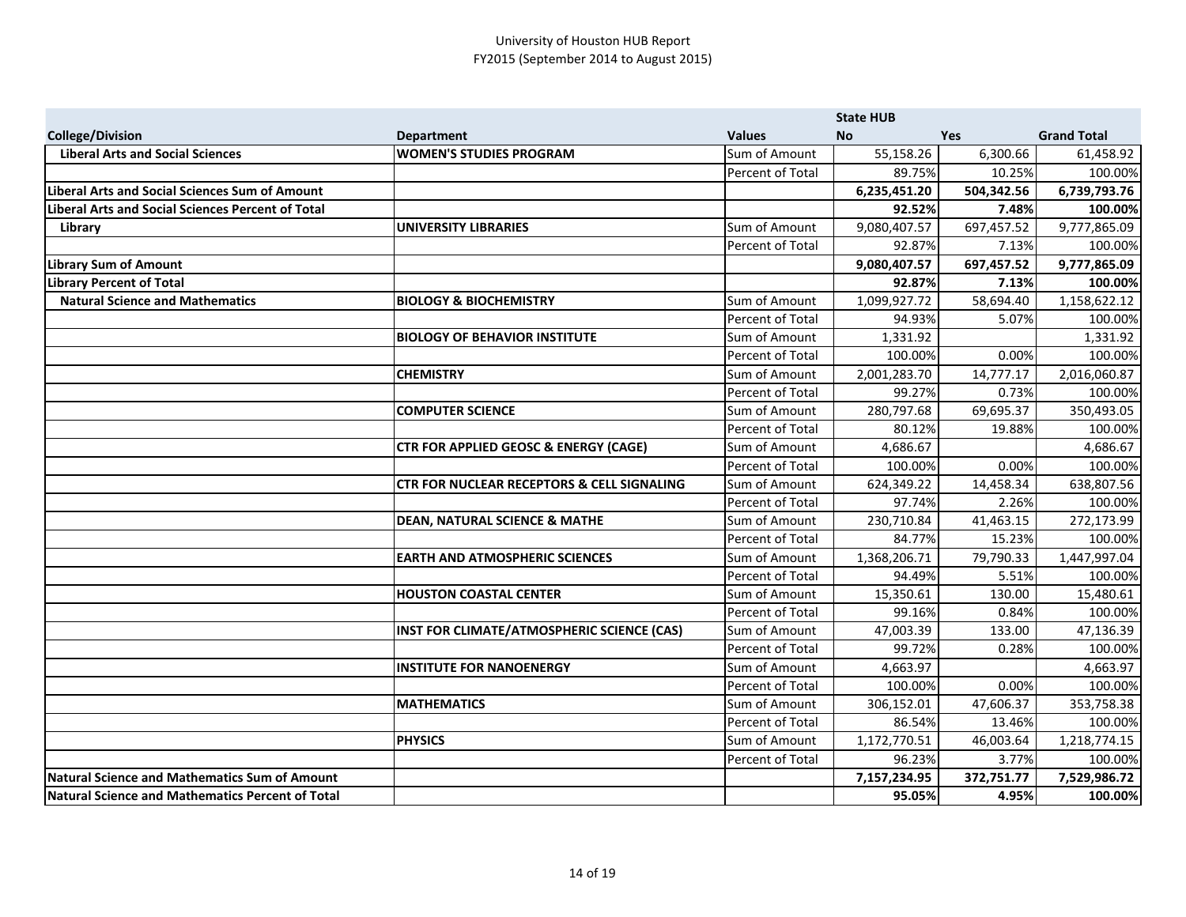University of Houston HUB Report
FY2015 (September 2014 to August 2015)

| | | | State HUB | | |
|---|---|---|---|---|---|
| **College/Division** | **Department** | **Values** | **No** | **Yes** | **Grand Total** |
| **Liberal Arts and Social Sciences** | **WOMEN'S STUDIES PROGRAM** | Sum of Amount | 55,158.26 | 6,300.66 | 61,458.92 |
| | | Percent of Total | 89.75% | 10.25% | 100.00% |
| **Liberal Arts and Social Sciences Sum of Amount** | | | **6,235,451.20** | **504,342.56** | **6,739,793.76** |
| **Liberal Arts and Social Sciences Percent of Total** | | | **92.52%** | **7.48%** | **100.00%** |
| **Library** | **UNIVERSITY LIBRARIES** | Sum of Amount | 9,080,407.57 | 697,457.52 | 9,777,865.09 |
| | | Percent of Total | 92.87% | 7.13% | 100.00% |
| **Library Sum of Amount** | | | **9,080,407.57** | **697,457.52** | **9,777,865.09** |
| **Library Percent of Total** | | | **92.87%** | **7.13%** | **100.00%** |
| **Natural Science and Mathematics** | **BIOLOGY & BIOCHEMISTRY** | Sum of Amount | 1,099,927.72 | 58,694.40 | 1,158,622.12 |
| | | Percent of Total | 94.93% | 5.07% | 100.00% |
| | **BIOLOGY OF BEHAVIOR INSTITUTE** | Sum of Amount | 1,331.92 | | 1,331.92 |
| | | Percent of Total | 100.00% | 0.00% | 100.00% |
| | **CHEMISTRY** | Sum of Amount | 2,001,283.70 | 14,777.17 | 2,016,060.87 |
| | | Percent of Total | 99.27% | 0.73% | 100.00% |
| | **COMPUTER SCIENCE** | Sum of Amount | 280,797.68 | 69,695.37 | 350,493.05 |
| | | Percent of Total | 80.12% | 19.88% | 100.00% |
| | **CTR FOR APPLIED GEOSC & ENERGY (CAGE)** | Sum of Amount | 4,686.67 | | 4,686.67 |
| | | Percent of Total | 100.00% | 0.00% | 100.00% |
| | **CTR FOR NUCLEAR RECEPTORS & CELL SIGNALING** | Sum of Amount | 624,349.22 | 14,458.34 | 638,807.56 |
| | | Percent of Total | 97.74% | 2.26% | 100.00% |
| | **DEAN, NATURAL SCIENCE & MATHE** | Sum of Amount | 230,710.84 | 41,463.15 | 272,173.99 |
| | | Percent of Total | 84.77% | 15.23% | 100.00% |
| | **EARTH AND ATMOSPHERIC SCIENCES** | Sum of Amount | 1,368,206.71 | 79,790.33 | 1,447,997.04 |
| | | Percent of Total | 94.49% | 5.51% | 100.00% |
| | **HOUSTON COASTAL CENTER** | Sum of Amount | 15,350.61 | 130.00 | 15,480.61 |
| | | Percent of Total | 99.16% | 0.84% | 100.00% |
| | **INST FOR CLIMATE/ATMOSPHERIC SCIENCE (CAS)** | Sum of Amount | 47,003.39 | 133.00 | 47,136.39 |
| | | Percent of Total | 99.72% | 0.28% | 100.00% |
| | **INSTITUTE FOR NANOENERGY** | Sum of Amount | 4,663.97 | | 4,663.97 |
| | | Percent of Total | 100.00% | 0.00% | 100.00% |
| | **MATHEMATICS** | Sum of Amount | 306,152.01 | 47,606.37 | 353,758.38 |
| | | Percent of Total | 86.54% | 13.46% | 100.00% |
| | **PHYSICS** | Sum of Amount | 1,172,770.51 | 46,003.64 | 1,218,774.15 |
| | | Percent of Total | 96.23% | 3.77% | 100.00% |
| **Natural Science and Mathematics Sum of Amount** | | | **7,157,234.95** | **372,751.77** | **7,529,986.72** |
| **Natural Science and Mathematics Percent of Total** | | | **95.05%** | **4.95%** | **100.00%** |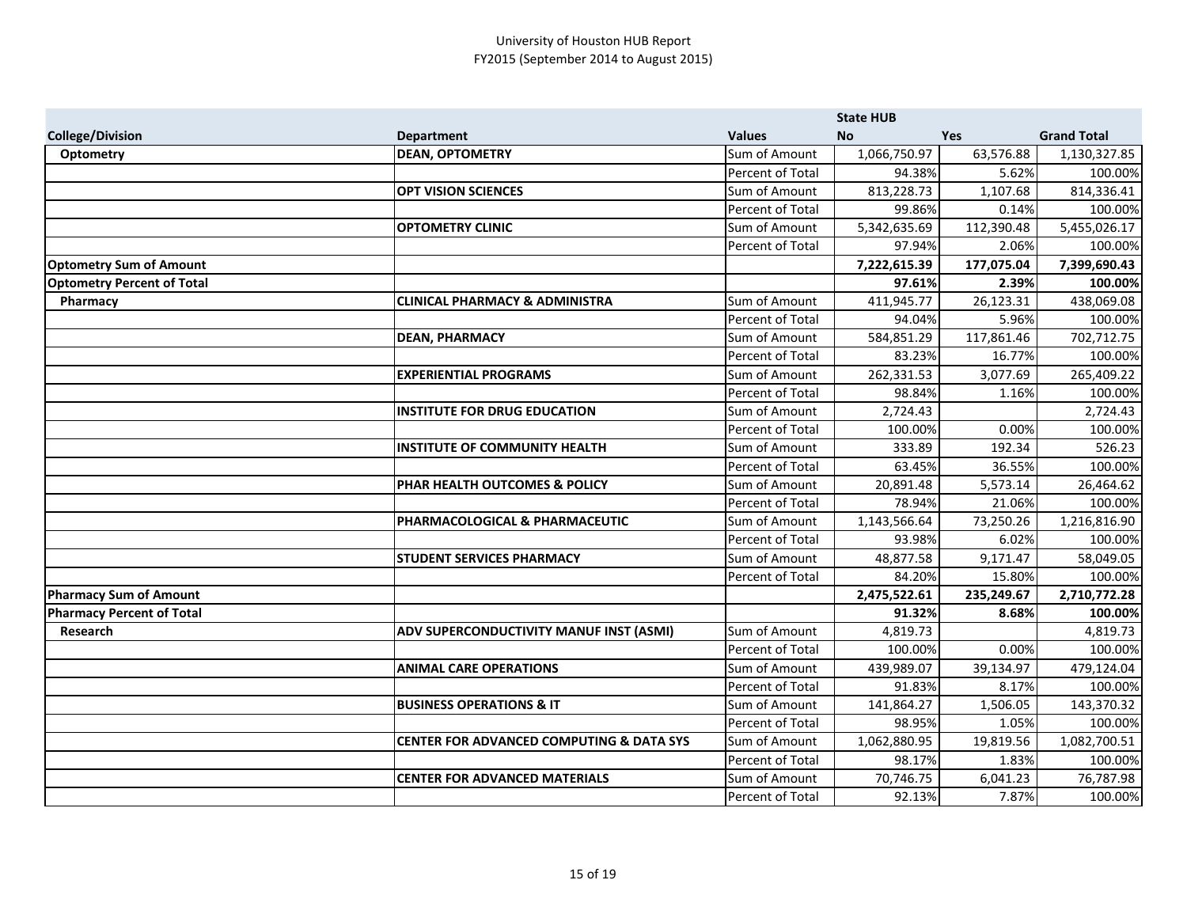University of Houston HUB Report
FY2015 (September 2014 to August 2015)

| | | | State HUB | | |
|---|---|---|---|---|---|
| **College/Division** | **Department** | **Values** | **No** | **Yes** | **Grand Total** |
| **Optometry** | **DEAN, OPTOMETRY** | Sum of Amount | 1,066,750.97 | 63,576.88 | 1,130,327.85 |
| | | Percent of Total | 94.38% | 5.62% | 100.00% |
| | **OPT VISION SCIENCES** | Sum of Amount | 813,228.73 | 1,107.68 | 814,336.41 |
| | | Percent of Total | 99.86% | 0.14% | 100.00% |
| | **OPTOMETRY CLINIC** | Sum of Amount | 5,342,635.69 | 112,390.48 | 5,455,026.17 |
| | | Percent of Total | 97.94% | 2.06% | 100.00% |
| **Optometry Sum of Amount** | | | **7,222,615.39** | **177,075.04** | **7,399,690.43** |
| **Optometry Percent of Total** | | | **97.61%** | **2.39%** | **100.00%** |
| **Pharmacy** | **CLINICAL PHARMACY & ADMINISTRA** | Sum of Amount | 411,945.77 | 26,123.31 | 438,069.08 |
| | | Percent of Total | 94.04% | 5.96% | 100.00% |
| | **DEAN, PHARMACY** | Sum of Amount | 584,851.29 | 117,861.46 | 702,712.75 |
| | | Percent of Total | 83.23% | 16.77% | 100.00% |
| | **EXPERIENTIAL PROGRAMS** | Sum of Amount | 262,331.53 | 3,077.69 | 265,409.22 |
| | | Percent of Total | 98.84% | 1.16% | 100.00% |
| | **INSTITUTE FOR DRUG EDUCATION** | Sum of Amount | 2,724.43 | | 2,724.43 |
| | | Percent of Total | 100.00% | 0.00% | 100.00% |
| | **INSTITUTE OF COMMUNITY HEALTH** | Sum of Amount | 333.89 | 192.34 | 526.23 |
| | | Percent of Total | 63.45% | 36.55% | 100.00% |
| | **PHAR HEALTH OUTCOMES & POLICY** | Sum of Amount | 20,891.48 | 5,573.14 | 26,464.62 |
| | | Percent of Total | 78.94% | 21.06% | 100.00% |
| | **PHARMACOLOGICAL & PHARMACEUTIC** | Sum of Amount | 1,143,566.64 | 73,250.26 | 1,216,816.90 |
| | | Percent of Total | 93.98% | 6.02% | 100.00% |
| | **STUDENT SERVICES PHARMACY** | Sum of Amount | 48,877.58 | 9,171.47 | 58,049.05 |
| | | Percent of Total | 84.20% | 15.80% | 100.00% |
| **Pharmacy Sum of Amount** | | | **2,475,522.61** | **235,249.67** | **2,710,772.28** |
| **Pharmacy Percent of Total** | | | **91.32%** | **8.68%** | **100.00%** |
| **Research** | **ADV SUPERCONDUCTIVITY MANUF INST (ASMI)** | Sum of Amount | 4,819.73 | | 4,819.73 |
| | | Percent of Total | 100.00% | 0.00% | 100.00% |
| | **ANIMAL CARE OPERATIONS** | Sum of Amount | 439,989.07 | 39,134.97 | 479,124.04 |
| | | Percent of Total | 91.83% | 8.17% | 100.00% |
| | **BUSINESS OPERATIONS & IT** | Sum of Amount | 141,864.27 | 1,506.05 | 143,370.32 |
| | | Percent of Total | 98.95% | 1.05% | 100.00% |
| | **CENTER FOR ADVANCED COMPUTING & DATA SYS** | Sum of Amount | 1,062,880.95 | 19,819.56 | 1,082,700.51 |
| | | Percent of Total | 98.17% | 1.83% | 100.00% |
| | **CENTER FOR ADVANCED MATERIALS** | Sum of Amount | 70,746.75 | 6,041.23 | 76,787.98 |
| | | Percent of Total | 92.13% | 7.87% | 100.00% |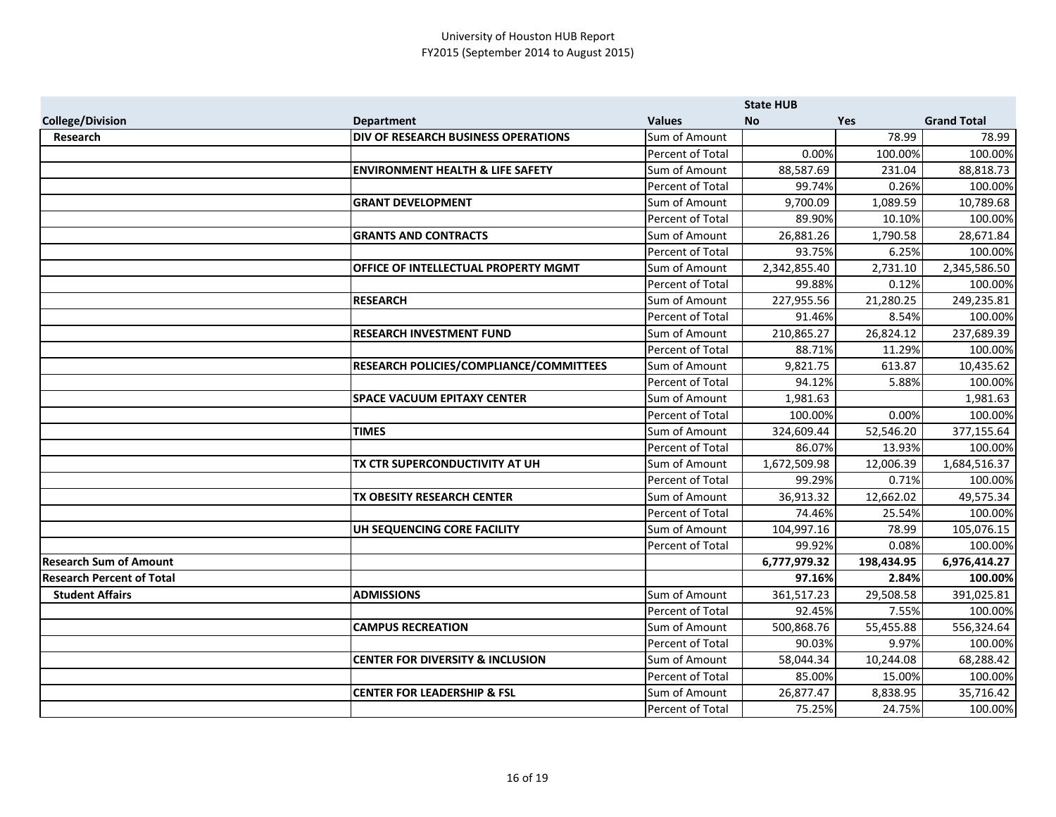University of Houston HUB Report
FY2015 (September 2014 to August 2015)

| | | | State HUB | | |
|---|---|---|---|---|---|
| **College/Division** | **Department** | **Values** | **No** | **Yes** | **Grand Total** |
| **Research** | **DIV OF RESEARCH BUSINESS OPERATIONS** | Sum of Amount | | 78.99 | 78.99 |
| | | Percent of Total | 0.00% | 100.00% | 100.00% |
| | **ENVIRONMENT HEALTH & LIFE SAFETY** | Sum of Amount | 88,587.69 | 231.04 | 88,818.73 |
| | | Percent of Total | 99.74% | 0.26% | 100.00% |
| | **GRANT DEVELOPMENT** | Sum of Amount | 9,700.09 | 1,089.59 | 10,789.68 |
| | | Percent of Total | 89.90% | 10.10% | 100.00% |
| | **GRANTS AND CONTRACTS** | Sum of Amount | 26,881.26 | 1,790.58 | 28,671.84 |
| | | Percent of Total | 93.75% | 6.25% | 100.00% |
| | **OFFICE OF INTELLECTUAL PROPERTY MGMT** | Sum of Amount | 2,342,855.40 | 2,731.10 | 2,345,586.50 |
| | | Percent of Total | 99.88% | 0.12% | 100.00% |
| | **RESEARCH** | Sum of Amount | 227,955.56 | 21,280.25 | 249,235.81 |
| | | Percent of Total | 91.46% | 8.54% | 100.00% |
| | **RESEARCH INVESTMENT FUND** | Sum of Amount | 210,865.27 | 26,824.12 | 237,689.39 |
| | | Percent of Total | 88.71% | 11.29% | 100.00% |
| | **RESEARCH POLICIES/COMPLIANCE/COMMITTEES** | Sum of Amount | 9,821.75 | 613.87 | 10,435.62 |
| | | Percent of Total | 94.12% | 5.88% | 100.00% |
| | **SPACE VACUUM EPITAXY CENTER** | Sum of Amount | 1,981.63 | | 1,981.63 |
| | | Percent of Total | 100.00% | 0.00% | 100.00% |
| | **TIMES** | Sum of Amount | 324,609.44 | 52,546.20 | 377,155.64 |
| | | Percent of Total | 86.07% | 13.93% | 100.00% |
| | **TX CTR SUPERCONDUCTIVITY AT UH** | Sum of Amount | 1,672,509.98 | 12,006.39 | 1,684,516.37 |
| | | Percent of Total | 99.29% | 0.71% | 100.00% |
| | **TX OBESITY RESEARCH CENTER** | Sum of Amount | 36,913.32 | 12,662.02 | 49,575.34 |
| | | Percent of Total | 74.46% | 25.54% | 100.00% |
| | **UH SEQUENCING CORE FACILITY** | Sum of Amount | 104,997.16 | 78.99 | 105,076.15 |
| | | Percent of Total | 99.92% | 0.08% | 100.00% |
| **Research Sum of Amount** | | | **6,777,979.32** | **198,434.95** | **6,976,414.27** |
| **Research Percent of Total** | | | **97.16%** | **2.84%** | **100.00%** |
| **Student Affairs** | **ADMISSIONS** | Sum of Amount | 361,517.23 | 29,508.58 | 391,025.81 |
| | | Percent of Total | 92.45% | 7.55% | 100.00% |
| | **CAMPUS RECREATION** | Sum of Amount | 500,868.76 | 55,455.88 | 556,324.64 |
| | | Percent of Total | 90.03% | 9.97% | 100.00% |
| | **CENTER FOR DIVERSITY & INCLUSION** | Sum of Amount | 58,044.34 | 10,244.08 | 68,288.42 |
| | | Percent of Total | 85.00% | 15.00% | 100.00% |
| | **CENTER FOR LEADERSHIP & FSL** | Sum of Amount | 26,877.47 | 8,838.95 | 35,716.42 |
| | | Percent of Total | 75.25% | 24.75% | 100.00% |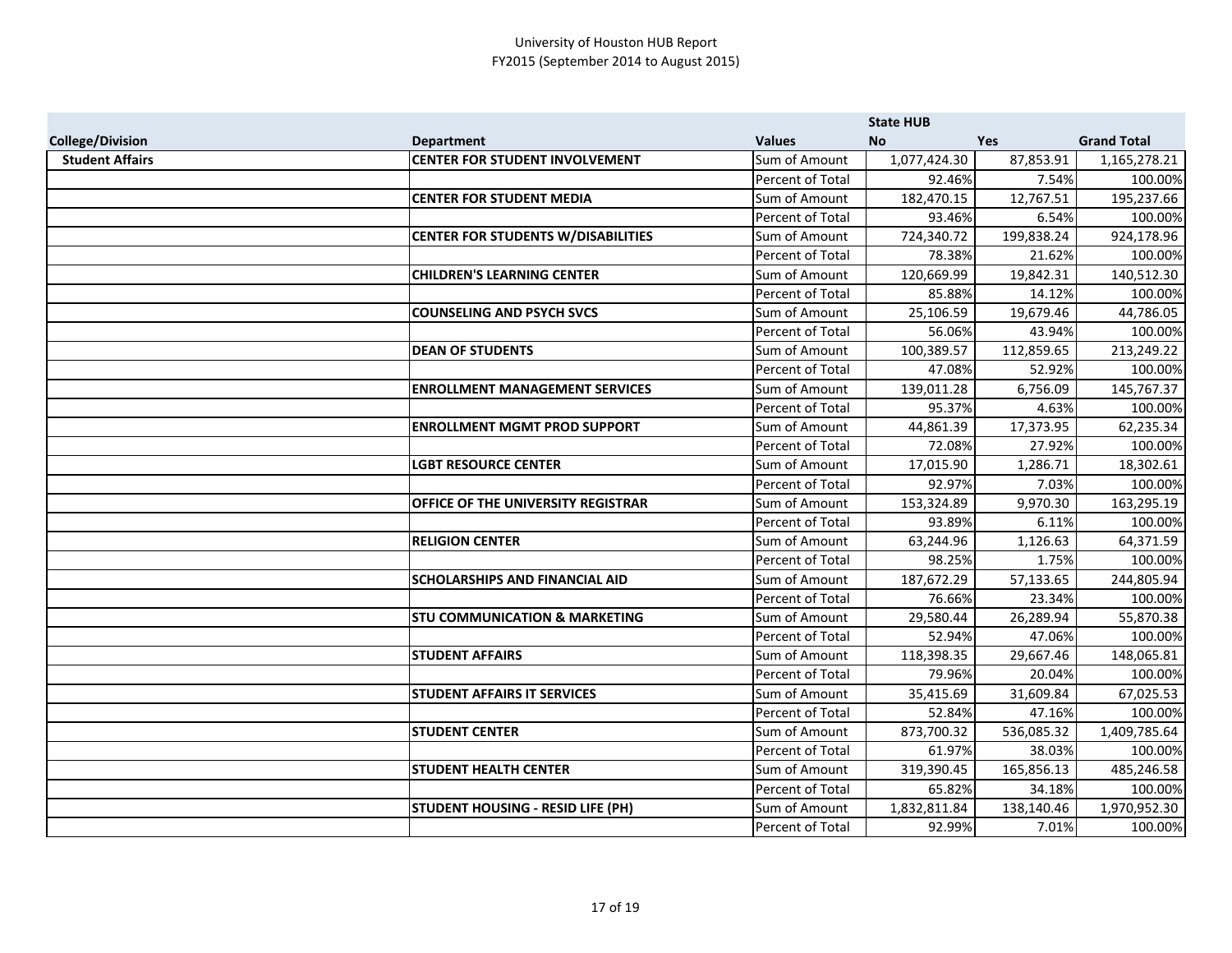University of Houston HUB Report
FY2015 (September 2014 to August 2015)

| | | | State HUB | | |
|---|---|---|---|---|---|
| **College/Division** | **Department** | **Values** | **No** | **Yes** | **Grand Total** |
| **Student Affairs** | **CENTER FOR STUDENT INVOLVEMENT** | Sum of Amount | 1,077,424.30 | 87,853.91 | 1,165,278.21 |
| | | Percent of Total | 92.46% | 7.54% | 100.00% |
| | **CENTER FOR STUDENT MEDIA** | Sum of Amount | 182,470.15 | 12,767.51 | 195,237.66 |
| | | Percent of Total | 93.46% | 6.54% | 100.00% |
| | **CENTER FOR STUDENTS W/DISABILITIES** | Sum of Amount | 724,340.72 | 199,838.24 | 924,178.96 |
| | | Percent of Total | 78.38% | 21.62% | 100.00% |
| | **CHILDREN'S LEARNING CENTER** | Sum of Amount | 120,669.99 | 19,842.31 | 140,512.30 |
| | | Percent of Total | 85.88% | 14.12% | 100.00% |
| | **COUNSELING AND PSYCH SVCS** | Sum of Amount | 25,106.59 | 19,679.46 | 44,786.05 |
| | | Percent of Total | 56.06% | 43.94% | 100.00% |
| | **DEAN OF STUDENTS** | Sum of Amount | 100,389.57 | 112,859.65 | 213,249.22 |
| | | Percent of Total | 47.08% | 52.92% | 100.00% |
| | **ENROLLMENT MANAGEMENT SERVICES** | Sum of Amount | 139,011.28 | 6,756.09 | 145,767.37 |
| | | Percent of Total | 95.37% | 4.63% | 100.00% |
| | **ENROLLMENT MGMT PROD SUPPORT** | Sum of Amount | 44,861.39 | 17,373.95 | 62,235.34 |
| | | Percent of Total | 72.08% | 27.92% | 100.00% |
| | **LGBT RESOURCE CENTER** | Sum of Amount | 17,015.90 | 1,286.71 | 18,302.61 |
| | | Percent of Total | 92.97% | 7.03% | 100.00% |
| | **OFFICE OF THE UNIVERSITY REGISTRAR** | Sum of Amount | 153,324.89 | 9,970.30 | 163,295.19 |
| | | Percent of Total | 93.89% | 6.11% | 100.00% |
| | **RELIGION CENTER** | Sum of Amount | 63,244.96 | 1,126.63 | 64,371.59 |
| | | Percent of Total | 98.25% | 1.75% | 100.00% |
| | **SCHOLARSHIPS AND FINANCIAL AID** | Sum of Amount | 187,672.29 | 57,133.65 | 244,805.94 |
| | | Percent of Total | 76.66% | 23.34% | 100.00% |
| | **STU COMMUNICATION & MARKETING** | Sum of Amount | 29,580.44 | 26,289.94 | 55,870.38 |
| | | Percent of Total | 52.94% | 47.06% | 100.00% |
| | **STUDENT AFFAIRS** | Sum of Amount | 118,398.35 | 29,667.46 | 148,065.81 |
| | | Percent of Total | 79.96% | 20.04% | 100.00% |
| | **STUDENT AFFAIRS IT SERVICES** | Sum of Amount | 35,415.69 | 31,609.84 | 67,025.53 |
| | | Percent of Total | 52.84% | 47.16% | 100.00% |
| | **STUDENT CENTER** | Sum of Amount | 873,700.32 | 536,085.32 | 1,409,785.64 |
| | | Percent of Total | 61.97% | 38.03% | 100.00% |
| | **STUDENT HEALTH CENTER** | Sum of Amount | 319,390.45 | 165,856.13 | 485,246.58 |
| | | Percent of Total | 65.82% | 34.18% | 100.00% |
| | **STUDENT HOUSING - RESID LIFE (PH)** | Sum of Amount | 1,832,811.84 | 138,140.46 | 1,970,952.30 |
| | | Percent of Total | 92.99% | 7.01% | 100.00% |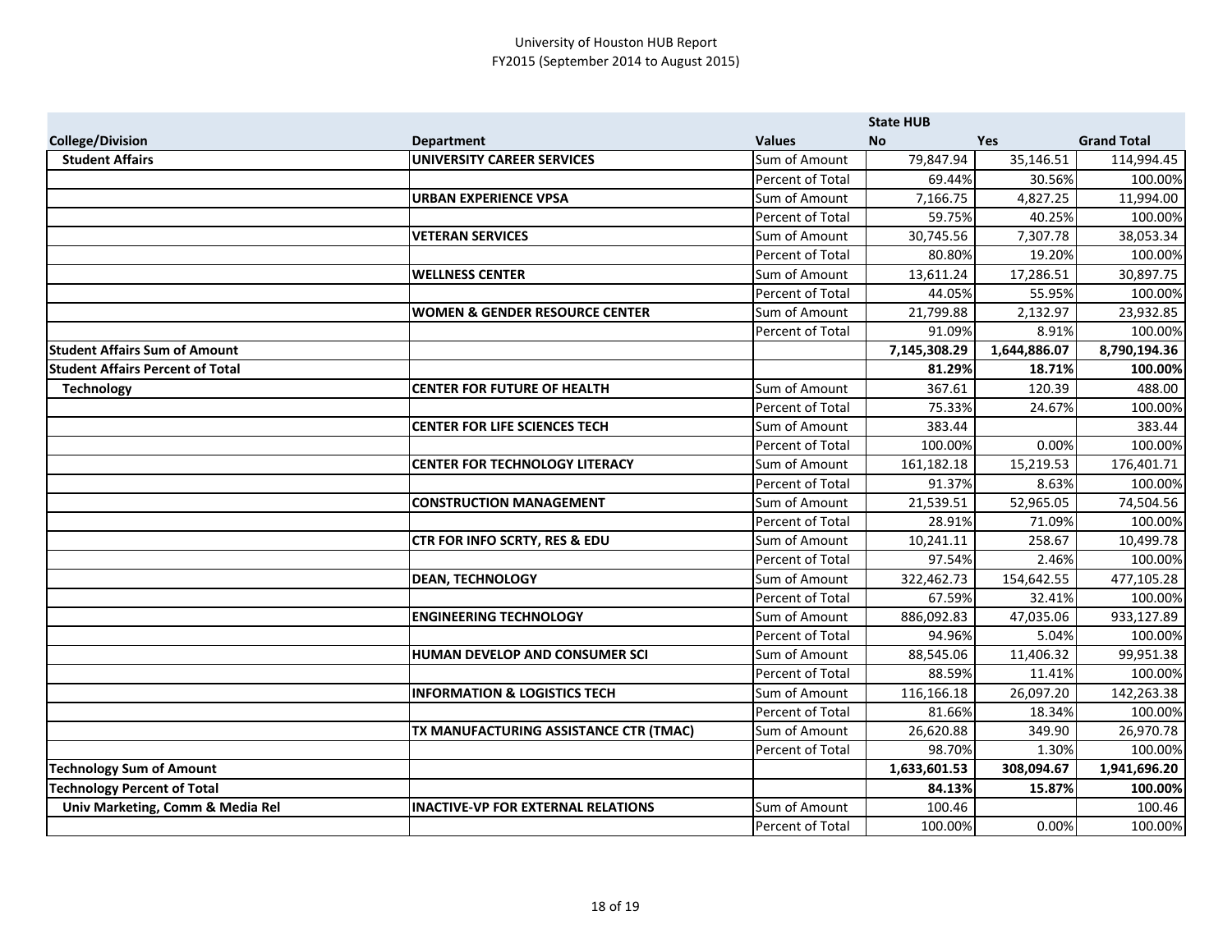University of Houston HUB Report
FY2015 (September 2014 to August 2015)

| | | | State HUB | | |
|---|---|---|---|---|---|
| **College/Division** | **Department** | **Values** | **No** | **Yes** | **Grand Total** |
| **Student Affairs** | **UNIVERSITY CAREER SERVICES** | Sum of Amount | 79,847.94 | 35,146.51 | 114,994.45 |
| | | Percent of Total | 69.44% | 30.56% | 100.00% |
| | **URBAN EXPERIENCE VPSA** | Sum of Amount | 7,166.75 | 4,827.25 | 11,994.00 |
| | | Percent of Total | 59.75% | 40.25% | 100.00% |
| | **VETERAN SERVICES** | Sum of Amount | 30,745.56 | 7,307.78 | 38,053.34 |
| | | Percent of Total | 80.80% | 19.20% | 100.00% |
| | **WELLNESS CENTER** | Sum of Amount | 13,611.24 | 17,286.51 | 30,897.75 |
| | | Percent of Total | 44.05% | 55.95% | 100.00% |
| | **WOMEN & GENDER RESOURCE CENTER** | Sum of Amount | 21,799.88 | 2,132.97 | 23,932.85 |
| | | Percent of Total | 91.09% | 8.91% | 100.00% |
| **Student Affairs Sum of Amount** | | | **7,145,308.29** | **1,644,886.07** | **8,790,194.36** |
| **Student Affairs Percent of Total** | | | **81.29%** | **18.71%** | **100.00%** |
| **Technology** | **CENTER FOR FUTURE OF HEALTH** | Sum of Amount | 367.61 | 120.39 | 488.00 |
| | | Percent of Total | 75.33% | 24.67% | 100.00% |
| | **CENTER FOR LIFE SCIENCES TECH** | Sum of Amount | 383.44 | | 383.44 |
| | | Percent of Total | 100.00% | 0.00% | 100.00% |
| | **CENTER FOR TECHNOLOGY LITERACY** | Sum of Amount | 161,182.18 | 15,219.53 | 176,401.71 |
| | | Percent of Total | 91.37% | 8.63% | 100.00% |
| | **CONSTRUCTION MANAGEMENT** | Sum of Amount | 21,539.51 | 52,965.05 | 74,504.56 |
| | | Percent of Total | 28.91% | 71.09% | 100.00% |
| | **CTR FOR INFO SCRTY, RES & EDU** | Sum of Amount | 10,241.11 | 258.67 | 10,499.78 |
| | | Percent of Total | 97.54% | 2.46% | 100.00% |
| | **DEAN, TECHNOLOGY** | Sum of Amount | 322,462.73 | 154,642.55 | 477,105.28 |
| | | Percent of Total | 67.59% | 32.41% | 100.00% |
| | **ENGINEERING TECHNOLOGY** | Sum of Amount | 886,092.83 | 47,035.06 | 933,127.89 |
| | | Percent of Total | 94.96% | 5.04% | 100.00% |
| | **HUMAN DEVELOP AND CONSUMER SCI** | Sum of Amount | 88,545.06 | 11,406.32 | 99,951.38 |
| | | Percent of Total | 88.59% | 11.41% | 100.00% |
| | **INFORMATION & LOGISTICS TECH** | Sum of Amount | 116,166.18 | 26,097.20 | 142,263.38 |
| | | Percent of Total | 81.66% | 18.34% | 100.00% |
| | **TX MANUFACTURING ASSISTANCE CTR (TMAC)** | Sum of Amount | 26,620.88 | 349.90 | 26,970.78 |
| | | Percent of Total | 98.70% | 1.30% | 100.00% |
| **Technology Sum of Amount** | | | **1,633,601.53** | **308,094.67** | **1,941,696.20** |
| **Technology Percent of Total** | | | **84.13%** | **15.87%** | **100.00%** |
| **Univ Marketing, Comm & Media Rel** | **INACTIVE-VP FOR EXTERNAL RELATIONS** | Sum of Amount | 100.46 | | 100.46 |
| | | Percent of Total | 100.00% | 0.00% | 100.00% |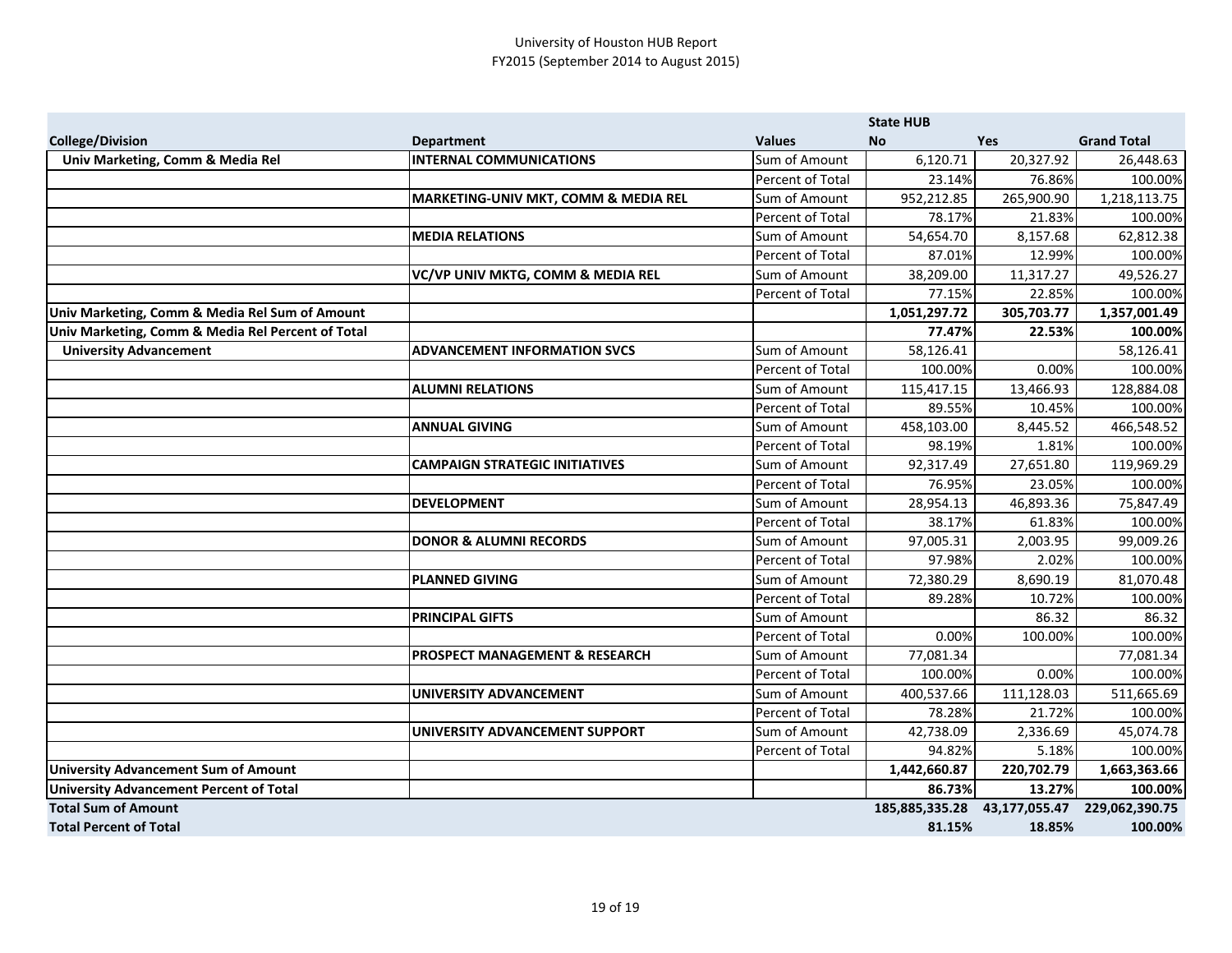University of Houston HUB Report
FY2015 (September 2014 to August 2015)

| | | | State HUB | | |
|---|---|---|---|---|---|
| **College/Division** | **Department** | **Values** | **No** | **Yes** | **Grand Total** |
| **Univ Marketing, Comm & Media Rel** | **INTERNAL COMMUNICATIONS** | Sum of Amount | 6,120.71 | 20,327.92 | 26,448.63 |
| | | Percent of Total | 23.14% | 76.86% | 100.00% |
| | **MARKETING-UNIV MKT, COMM & MEDIA REL** | Sum of Amount | 952,212.85 | 265,900.90 | 1,218,113.75 |
| | | Percent of Total | 78.17% | 21.83% | 100.00% |
| | **MEDIA RELATIONS** | Sum of Amount | 54,654.70 | 8,157.68 | 62,812.38 |
| | | Percent of Total | 87.01% | 12.99% | 100.00% |
| | **VC/VP UNIV MKTG, COMM & MEDIA REL** | Sum of Amount | 38,209.00 | 11,317.27 | 49,526.27 |
| | | Percent of Total | 77.15% | 22.85% | 100.00% |
| **Univ Marketing, Comm & Media Rel Sum of Amount** | | | **1,051,297.72** | **305,703.77** | **1,357,001.49** |
| **Univ Marketing, Comm & Media Rel Percent of Total** | | | **77.47%** | **22.53%** | **100.00%** |
| **University Advancement** | **ADVANCEMENT INFORMATION SVCS** | Sum of Amount | 58,126.41 | | 58,126.41 |
| | | Percent of Total | 100.00% | 0.00% | 100.00% |
| | **ALUMNI RELATIONS** | Sum of Amount | 115,417.15 | 13,466.93 | 128,884.08 |
| | | Percent of Total | 89.55% | 10.45% | 100.00% |
| | **ANNUAL GIVING** | Sum of Amount | 458,103.00 | 8,445.52 | 466,548.52 |
| | | Percent of Total | 98.19% | 1.81% | 100.00% |
| | **CAMPAIGN STRATEGIC INITIATIVES** | Sum of Amount | 92,317.49 | 27,651.80 | 119,969.29 |
| | | Percent of Total | 76.95% | 23.05% | 100.00% |
| | **DEVELOPMENT** | Sum of Amount | 28,954.13 | 46,893.36 | 75,847.49 |
| | | Percent of Total | 38.17% | 61.83% | 100.00% |
| | **DONOR & ALUMNI RECORDS** | Sum of Amount | 97,005.31 | 2,003.95 | 99,009.26 |
| | | Percent of Total | 97.98% | 2.02% | 100.00% |
| | **PLANNED GIVING** | Sum of Amount | 72,380.29 | 8,690.19 | 81,070.48 |
| | | Percent of Total | 89.28% | 10.72% | 100.00% |
| | **PRINCIPAL GIFTS** | Sum of Amount | | 86.32 | 86.32 |
| | | Percent of Total | 0.00% | 100.00% | 100.00% |
| | **PROSPECT MANAGEMENT & RESEARCH** | Sum of Amount | 77,081.34 | | 77,081.34 |
| | | Percent of Total | 100.00% | 0.00% | 100.00% |
| | **UNIVERSITY ADVANCEMENT** | Sum of Amount | 400,537.66 | 111,128.03 | 511,665.69 |
| | | Percent of Total | 78.28% | 21.72% | 100.00% |
| | **UNIVERSITY ADVANCEMENT SUPPORT** | Sum of Amount | 42,738.09 | 2,336.69 | 45,074.78 |
| | | Percent of Total | 94.82% | 5.18% | 100.00% |
| **University Advancement Sum of Amount** | | | **1,442,660.87** | **220,702.79** | **1,663,363.66** |
| **University Advancement Percent of Total** | | | **86.73%** | **13.27%** | **100.00%** |
| **Total Sum of Amount** | | | **185,885,335.28** | **43,177,055.47** | **229,062,390.75** |
| **Total Percent of Total** | | | **81.15%** | **18.85%** | **100.00%** |